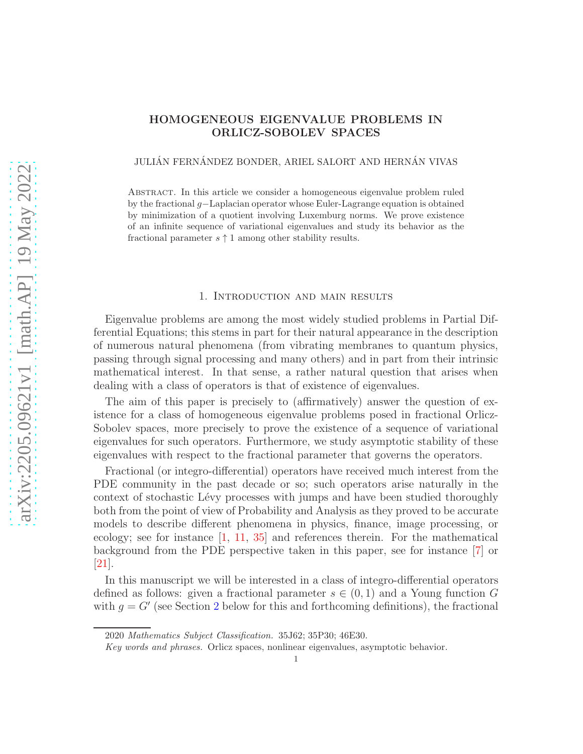# HOMOGENEOUS EIGENVALUE PROBLEMS IN ORLICZ-SOBOLEV SPACES

JULIÁN FERNÁNDEZ BONDER, ARIEL SALORT AND HERNÁN VIVAS

Abstract. In this article we consider a homogeneous eigenvalue problem ruled by the fractional $g-$Laplacian operator whose Euler-Lagrange equation is obtained by minimization of a quotient involving Luxemburg norms. We prove existence of an infinite sequence of variational eigenvalues and study its behavior as the fractional parameter $s \uparrow 1$ among other stability results.

## 1. Introduction and main results

Eigenvalue problems are among the most widely studied problems in Partial Differential Equations; this stems in part for their natural appearance in the description of numerous natural phenomena (from vibrating membranes to quantum physics, passing through signal processing and many others) and in part from their intrinsic mathematical interest. In that sense, a rather natural question that arises when dealing with a class of operators is that of existence of eigenvalues.

The aim of this paper is precisely to (affirmatively) answer the question of existence for a class of homogeneous eigenvalue problems posed in fractional Orlicz-Sobolev spaces, more precisely to prove the existence of a sequence of variational eigenvalues for such operators. Furthermore, we study asymptotic stability of these eigenvalues with respect to the fractional parameter that governs the operators.

Fractional (or integro-differential) operators have received much interest from the PDE community in the past decade or so; such operators arise naturally in the context of stochastic Lévy processes with jumps and have been studied thoroughly both from the point of view of Probability and Analysis as they proved to be accurate models to describe different phenomena in physics, finance, image processing, or ecology; see for instance [1, 11, 35] and references therein. For the mathematical background from the PDE perspective taken in this paper, see for instance [7] or [21].

In this manuscript we will be interested in a class of integro-differential operators defined as follows: given a fractional parameter $s \in (0, 1)$ and a Young function $G$ with $g = G'$ (see Section 2 below for this and forthcoming definitions), the fractional

2020 *Mathematics Subject Classification.* 35J62; 35P30; 46E30.

*Key words and phrases.* Orlicz spaces, nonlinear eigenvalues, asymptotic behavior.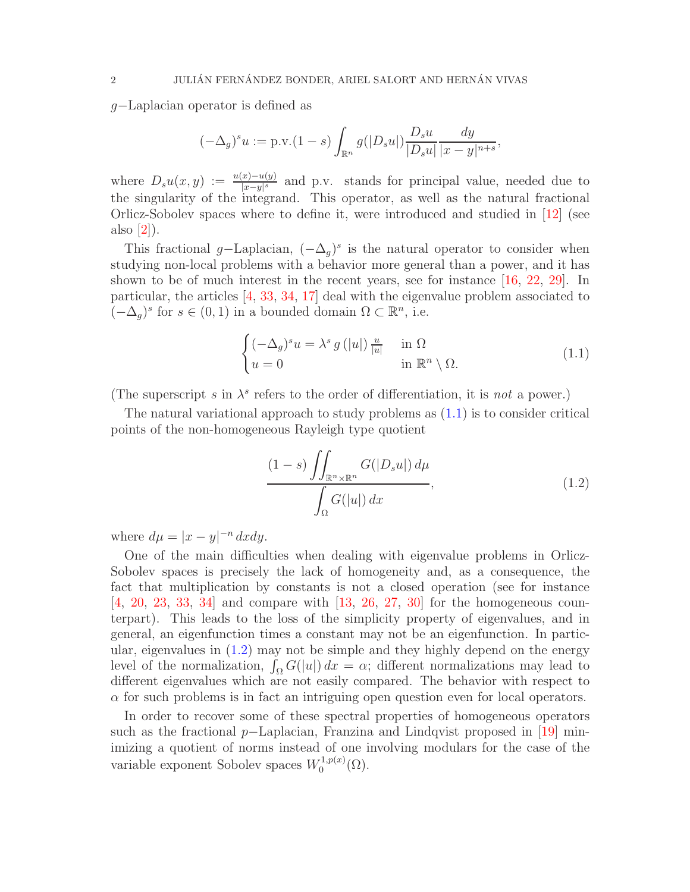$g-$Laplacian operator is defined as

$$(-\Delta_g)^s u := \text{p.v.}(1-s)\int_{\mathbb{R}^n} g(|D_s u|)\frac{D_s u}{|D_s u|}\frac{dy}{|x-y|^{n+s}},$$

where $D_s u(x,y) := \frac{u(x)-u(y)}{|x-y|^s}$ and p.v. stands for principal value, needed due to the singularity of the integrand. This operator, as well as the natural fractional Orlicz-Sobolev spaces where to define it, were introduced and studied in [12] (see also [2]).

This fractional $g-$Laplacian, $(-\Delta_g)^s$ is the natural operator to consider when studying non-local problems with a behavior more general than a power, and it has shown to be of much interest in the recent years, see for instance [16, 22, 29]. In particular, the articles [4, 33, 34, 17] deal with the eigenvalue problem associated to $(-\Delta_g)^s$ for $s \in (0,1)$ in a bounded domain $\Omega \subset \mathbb{R}^n$, i.e.

$$\begin{cases} (-\Delta_g)^s u = \lambda^s\, g(|u|)\,\frac{u}{|u|} & \text{in } \Omega \\ u = 0 & \text{in } \mathbb{R}^n \setminus \Omega. \end{cases} \tag{1.1}$$

(The superscript $s$ in $\lambda^s$ refers to the order of differentiation, it is *not* a power.)

The natural variational approach to study problems as (1.1) is to consider critical points of the non-homogeneous Rayleigh type quotient

$$\frac{(1-s)\displaystyle\iint_{\mathbb{R}^n\times\mathbb{R}^n} G(|D_s u|)\,d\mu}{\displaystyle\int_\Omega G(|u|)\,dx}, \tag{1.2}$$

where $d\mu = |x-y|^{-n}\,dxdy$.

One of the main difficulties when dealing with eigenvalue problems in Orlicz-Sobolev spaces is precisely the lack of homogeneity and, as a consequence, the fact that multiplication by constants is not a closed operation (see for instance [4, 20, 23, 33, 34] and compare with [13, 26, 27, 30] for the homogeneous counterpart). This leads to the loss of the simplicity property of eigenvalues, and in general, an eigenfunction times a constant may not be an eigenfunction. In particular, eigenvalues in (1.2) may not be simple and they highly depend on the energy level of the normalization, $\int_\Omega G(|u|)\,dx = \alpha$; different normalizations may lead to different eigenvalues which are not easily compared. The behavior with respect to $\alpha$ for such problems is in fact an intriguing open question even for local operators.

In order to recover some of these spectral properties of homogeneous operators such as the fractional $p-$Laplacian, Franzina and Lindqvist proposed in [19] minimizing a quotient of norms instead of one involving modulars for the case of the variable exponent Sobolev spaces $W_0^{1,p(x)}(\Omega)$.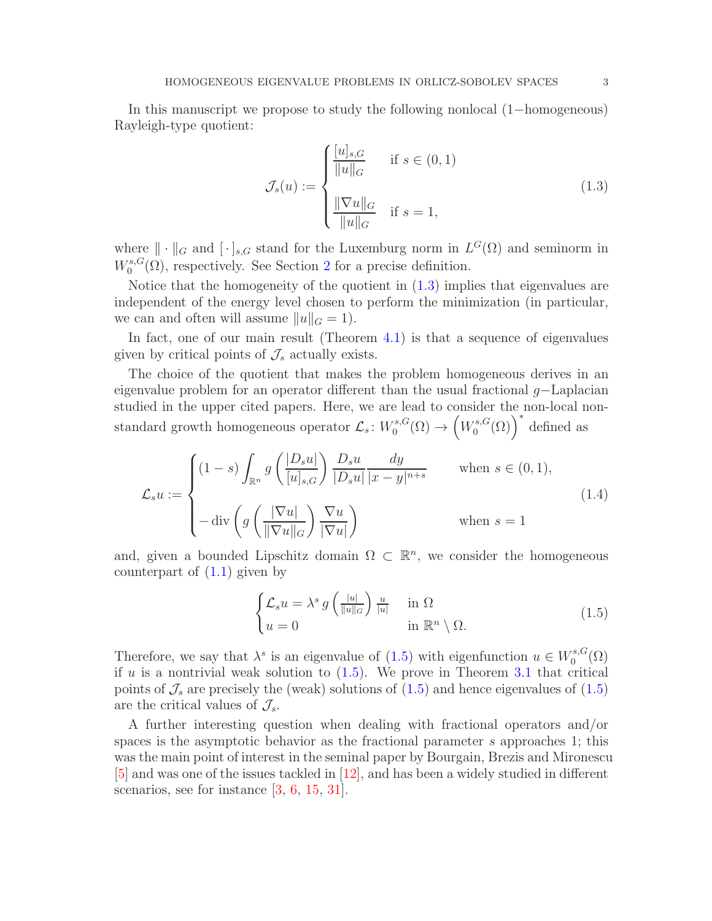In this manuscript we propose to study the following nonlocal (1−homogeneous) Rayleigh-type quotient:

$$
\mathcal{J}_s(u) := \begin{cases} \dfrac{[u]_{s,G}}{\|u\|_G} & \text{if } s \in (0,1) \\[2ex] \dfrac{\|\nabla u\|_G}{\|u\|_G} & \text{if } s = 1, \end{cases} \tag{1.3}
$$

where $\|\cdot\|_G$ and $[\,\cdot\,]_{s,G}$ stand for the Luxemburg norm in $L^G(\Omega)$ and seminorm in $W_0^{s,G}(\Omega)$, respectively. See Section 2 for a precise definition.

Notice that the homogeneity of the quotient in (1.3) implies that eigenvalues are independent of the energy level chosen to perform the minimization (in particular, we can and often will assume $\|u\|_G = 1$).

In fact, one of our main result (Theorem 4.1) is that a sequence of eigenvalues given by critical points of $\mathcal{J}_s$ actually exists.

The choice of the quotient that makes the problem homogeneous derives in an eigenvalue problem for an operator different than the usual fractional $g-$Laplacian studied in the upper cited papers. Here, we are lead to consider the non-local non-standard growth homogeneous operator $\mathcal{L}_s \colon W_0^{s,G}(\Omega) \to \left(W_0^{s,G}(\Omega)\right)^*$ defined as

$$
\mathcal{L}_s u := \begin{cases} (1-s)\displaystyle\int_{\mathbb{R}^n} g\left(\frac{|D_s u|}{[u]_{s,G}}\right)\frac{D_s u}{|D_s u|}\frac{dy}{|x-y|^{n+s}} & \text{when } s \in (0,1), \\[3ex] -\operatorname{div}\left(g\left(\dfrac{|\nabla u|}{\|\nabla u\|_G}\right)\dfrac{\nabla u}{|\nabla u|}\right) & \text{when } s = 1 \end{cases} \tag{1.4}
$$

and, given a bounded Lipschitz domain $\Omega \subset \mathbb{R}^n$, we consider the homogeneous counterpart of (1.1) given by

$$
\begin{cases} \mathcal{L}_s u = \lambda^s\, g\left(\frac{|u|}{\|u\|_G}\right)\frac{u}{|u|} & \text{in } \Omega \\ u = 0 & \text{in } \mathbb{R}^n \setminus \Omega. \end{cases} \tag{1.5}
$$

Therefore, we say that $\lambda^s$ is an eigenvalue of (1.5) with eigenfunction $u \in W_0^{s,G}(\Omega)$ if $u$ is a nontrivial weak solution to (1.5). We prove in Theorem 3.1 that critical points of $\mathcal{J}_s$ are precisely the (weak) solutions of (1.5) and hence eigenvalues of (1.5) are the critical values of $\mathcal{J}_s$.

A further interesting question when dealing with fractional operators and/or spaces is the asymptotic behavior as the fractional parameter $s$ approaches 1; this was the main point of interest in the seminal paper by Bourgain, Brezis and Mironescu [5] and was one of the issues tackled in [12], and has been a widely studied in different scenarios, see for instance [3, 6, 15, 31].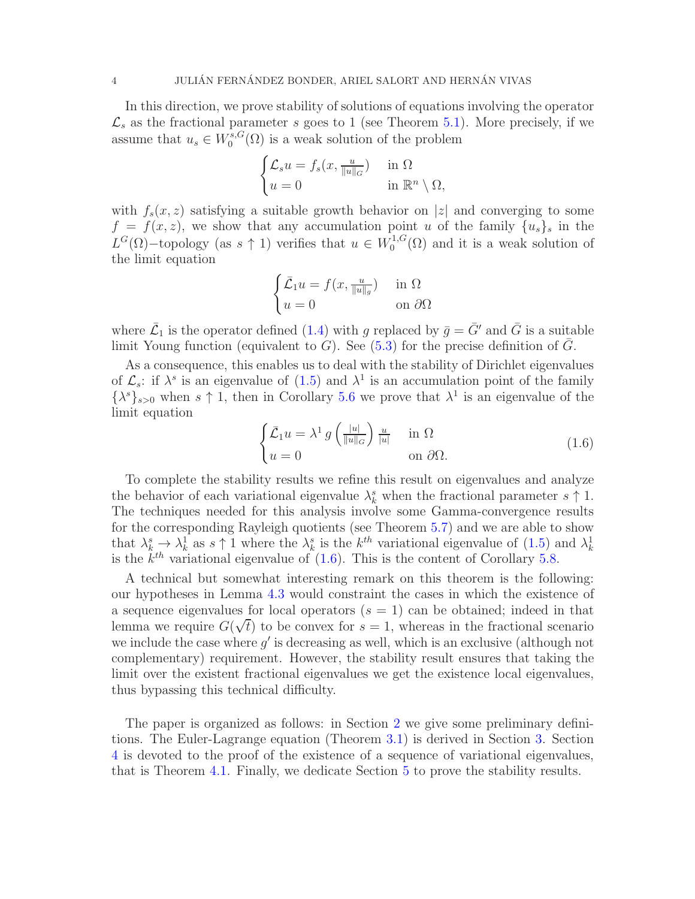In this direction, we prove stability of solutions of equations involving the operator $\mathcal{L}_s$ as the fractional parameter $s$ goes to 1 (see Theorem 5.1). More precisely, if we assume that $u_s \in W_0^{s,G}(\Omega)$ is a weak solution of the problem

$$\begin{cases} \mathcal{L}_s u = f_s(x, \frac{u}{\|u\|_G}) & \text{in } \Omega \\ u = 0 & \text{in } \mathbb{R}^n \setminus \Omega, \end{cases}$$

with $f_s(x,z)$ satisfying a suitable growth behavior on $|z|$ and converging to some $f = f(x,z)$, we show that any accumulation point $u$ of the family $\{u_s\}_s$ in the $L^G(\Omega)-$topology (as $s \uparrow 1$) verifies that $u \in W_0^{1,G}(\Omega)$ and it is a weak solution of the limit equation

$$\begin{cases} \bar{\mathcal{L}}_1 u = f(x, \frac{u}{\|u\|_g}) & \text{in } \Omega \\ u = 0 & \text{on } \partial\Omega \end{cases}$$

where $\bar{\mathcal{L}}_1$ is the operator defined (1.4) with $g$ replaced by $\bar{g} = \bar{G}'$ and $\bar{G}$ is a suitable limit Young function (equivalent to $G$). See (5.3) for the precise definition of $\bar{G}$.

As a consequence, this enables us to deal with the stability of Dirichlet eigenvalues of $\mathcal{L}_s$: if $\lambda^s$ is an eigenvalue of (1.5) and $\lambda^1$ is an accumulation point of the family $\{\lambda^s\}_{s>0}$ when $s \uparrow 1$, then in Corollary 5.6 we prove that $\lambda^1$ is an eigenvalue of the limit equation

$$\begin{cases} \bar{\mathcal{L}}_1 u = \lambda^1 \, g\left(\frac{|u|}{\|u\|_G}\right) \frac{u}{|u|} & \text{in } \Omega \\ u = 0 & \text{on } \partial\Omega. \end{cases} \tag{1.6}$$

To complete the stability results we refine this result on eigenvalues and analyze the behavior of each variational eigenvalue $\lambda_k^s$ when the fractional parameter $s \uparrow 1$. The techniques needed for this analysis involve some Gamma-convergence results for the corresponding Rayleigh quotients (see Theorem 5.7) and we are able to show that $\lambda_k^s \to \lambda_k^1$ as $s \uparrow 1$ where the $\lambda_k^s$ is the $k^{th}$ variational eigenvalue of (1.5) and $\lambda_k^1$ is the $k^{th}$ variational eigenvalue of (1.6). This is the content of Corollary 5.8.

A technical but somewhat interesting remark on this theorem is the following: our hypotheses in Lemma 4.3 would constraint the cases in which the existence of a sequence eigenvalues for local operators ($s = 1$) can be obtained; indeed in that lemma we require $G(\sqrt{t})$ to be convex for $s = 1$, whereas in the fractional scenario we include the case where $g'$ is decreasing as well, which is an exclusive (although not complementary) requirement. However, the stability result ensures that taking the limit over the existent fractional eigenvalues we get the existence local eigenvalues, thus bypassing this technical difficulty.

The paper is organized as follows: in Section 2 we give some preliminary definitions. The Euler-Lagrange equation (Theorem 3.1) is derived in Section 3. Section 4 is devoted to the proof of the existence of a sequence of variational eigenvalues, that is Theorem 4.1. Finally, we dedicate Section 5 to prove the stability results.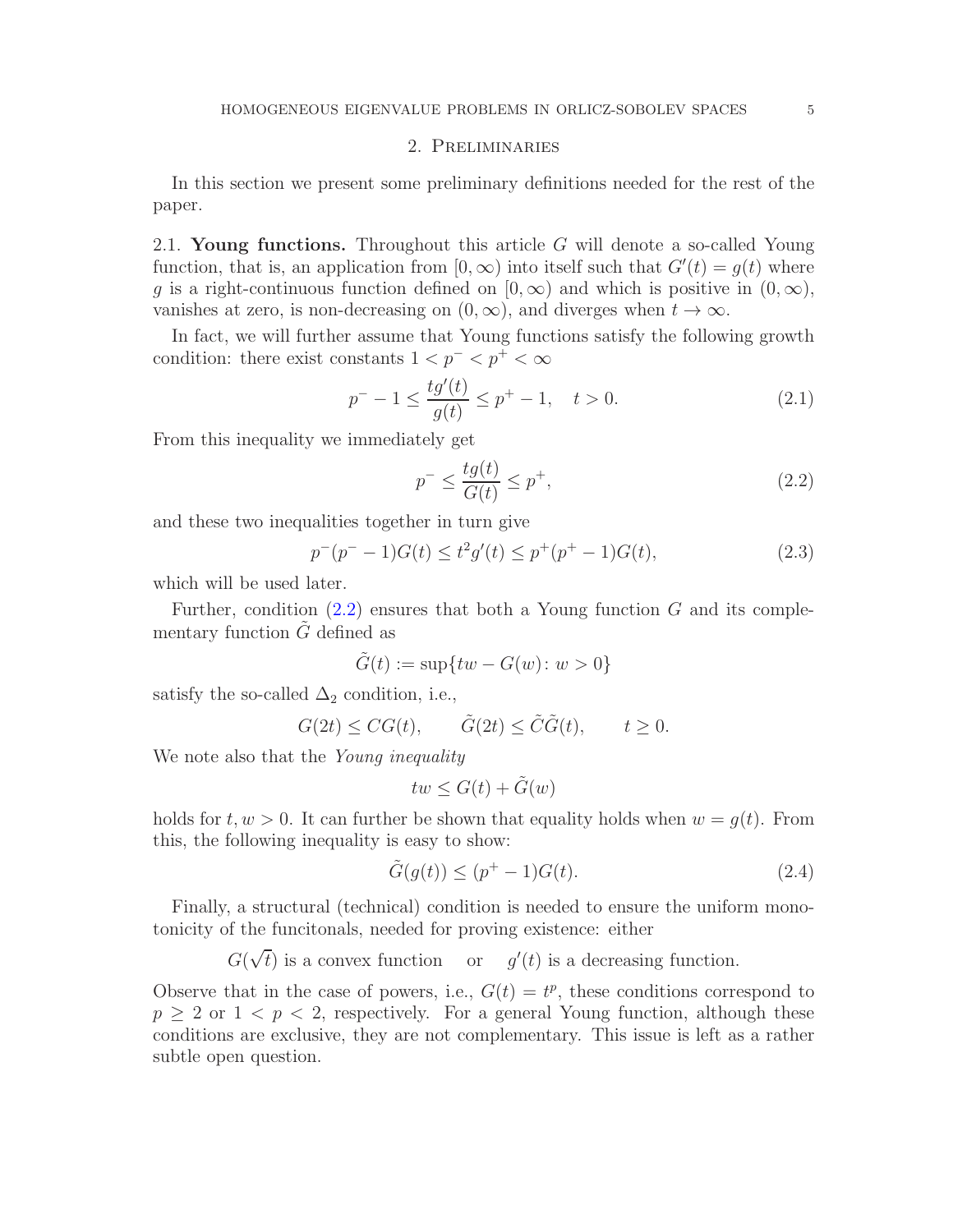## 2. Preliminaries

In this section we present some preliminary definitions needed for the rest of the paper.

2.1. **Young functions.** Throughout this article $G$ will denote a so-called Young function, that is, an application from $[0,\infty)$ into itself such that $G'(t) = g(t)$ where $g$ is a right-continuous function defined on $[0,\infty)$ and which is positive in $(0,\infty)$, vanishes at zero, is non-decreasing on $(0,\infty)$, and diverges when $t \to \infty$.

In fact, we will further assume that Young functions satisfy the following growth condition: there exist constants $1 < p^- < p^+ < \infty$

$$p^- - 1 \leq \frac{tg'(t)}{g(t)} \leq p^+ - 1, \quad t > 0. \tag{2.1}$$

From this inequality we immediately get

$$p^- \leq \frac{tg(t)}{G(t)} \leq p^+, \tag{2.2}$$

and these two inequalities together in turn give

$$p^-(p^- - 1)G(t) \leq t^2 g'(t) \leq p^+(p^+ - 1)G(t), \tag{2.3}$$

which will be used later.

Further, condition (2.2) ensures that both a Young function $G$ and its complementary function $\tilde{G}$ defined as

$$\tilde{G}(t) := \sup\{tw - G(w) \colon w > 0\}$$

satisfy the so-called $\Delta_2$ condition, i.e.,

$$G(2t) \leq CG(t), \qquad \tilde{G}(2t) \leq \tilde{C}\tilde{G}(t), \qquad t \geq 0.$$

We note also that the *Young inequality*

$$tw \leq G(t) + \tilde{G}(w)$$

holds for $t, w > 0$. It can further be shown that equality holds when $w = g(t)$. From this, the following inequality is easy to show:

$$\tilde{G}(g(t)) \leq (p^+ - 1)G(t). \tag{2.4}$$

Finally, a structural (technical) condition is needed to ensure the uniform monotonicity of the funcitonals, needed for proving existence: either

$$G(\sqrt{t}) \text{ is a convex function} \quad \text{ or } \quad g'(t) \text{ is a decreasing function.}$$

Observe that in the case of powers, i.e., $G(t) = t^p$, these conditions correspond to $p \geq 2$ or $1 < p < 2$, respectively. For a general Young function, although these conditions are exclusive, they are not complementary. This issue is left as a rather subtle open question.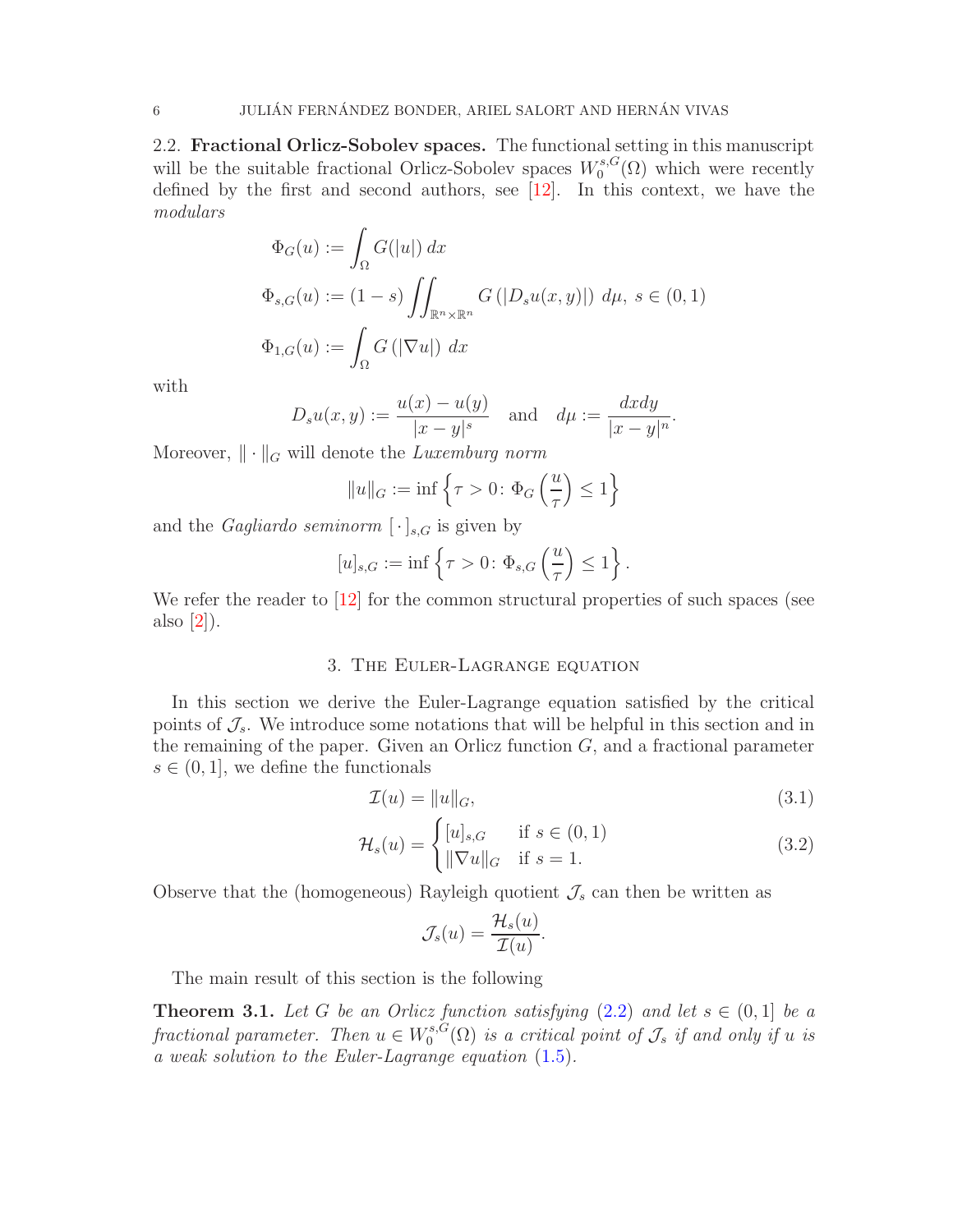### 2.2. Fractional Orlicz-Sobolev spaces.

**Fractional Orlicz-Sobolev spaces.** The functional setting in this manuscript will be the suitable fractional Orlicz-Sobolev spaces $W_0^{s,G}(\Omega)$ which were recently defined by the first and second authors, see [12]. In this context, we have the *modulars*

$$
\begin{aligned}
\Phi_G(u) &:= \int_\Omega G(|u|)\,dx \\
\Phi_{s,G}(u) &:= (1-s)\iint_{\mathbb{R}^n\times\mathbb{R}^n} G\left(|D_s u(x,y)|\right)\,d\mu,\ s\in(0,1) \\
\Phi_{1,G}(u) &:= \int_\Omega G\left(|\nabla u|\right)\,dx
\end{aligned}
$$

with

$$
D_s u(x,y) := \frac{u(x)-u(y)}{|x-y|^s} \quad\text{and}\quad d\mu := \frac{dxdy}{|x-y|^n}.
$$

Moreover, $\|\cdot\|_G$ will denote the *Luxemburg norm*

$$
\|u\|_G := \inf\left\{\tau>0\colon \Phi_G\left(\frac{u}{\tau}\right)\le 1\right\}
$$

and the *Gagliardo seminorm* $[\,\cdot\,]_{s,G}$ is given by

$$
[u]_{s,G} := \inf\left\{\tau>0\colon \Phi_{s,G}\left(\frac{u}{\tau}\right)\le 1\right\}.
$$

We refer the reader to [12] for the common structural properties of such spaces (see also [2]).

## 3. The Euler-Lagrange equation

In this section we derive the Euler-Lagrange equation satisfied by the critical points of $\mathcal{J}_s$. We introduce some notations that will be helpful in this section and in the remaining of the paper. Given an Orlicz function $G$, and a fractional parameter $s\in(0,1]$, we define the functionals

$$
\mathcal{I}(u) = \|u\|_G, \tag{3.1}
$$

$$
\mathcal{H}_s(u) = \begin{cases} [u]_{s,G} & \text{if } s\in(0,1) \\ \|\nabla u\|_G & \text{if } s=1. \end{cases} \tag{3.2}
$$

Observe that the (homogeneous) Rayleigh quotient $\mathcal{J}_s$ can then be written as

$$
\mathcal{J}_s(u) = \frac{\mathcal{H}_s(u)}{\mathcal{I}(u)}.
$$

The main result of this section is the following

**Theorem 3.1.** *Let $G$ be an Orlicz function satisfying (2.2) and let $s\in(0,1]$ be a fractional parameter. Then $u\in W_0^{s,G}(\Omega)$ is a critical point of $\mathcal{J}_s$ if and only if $u$ is a weak solution to the Euler-Lagrange equation (1.5).*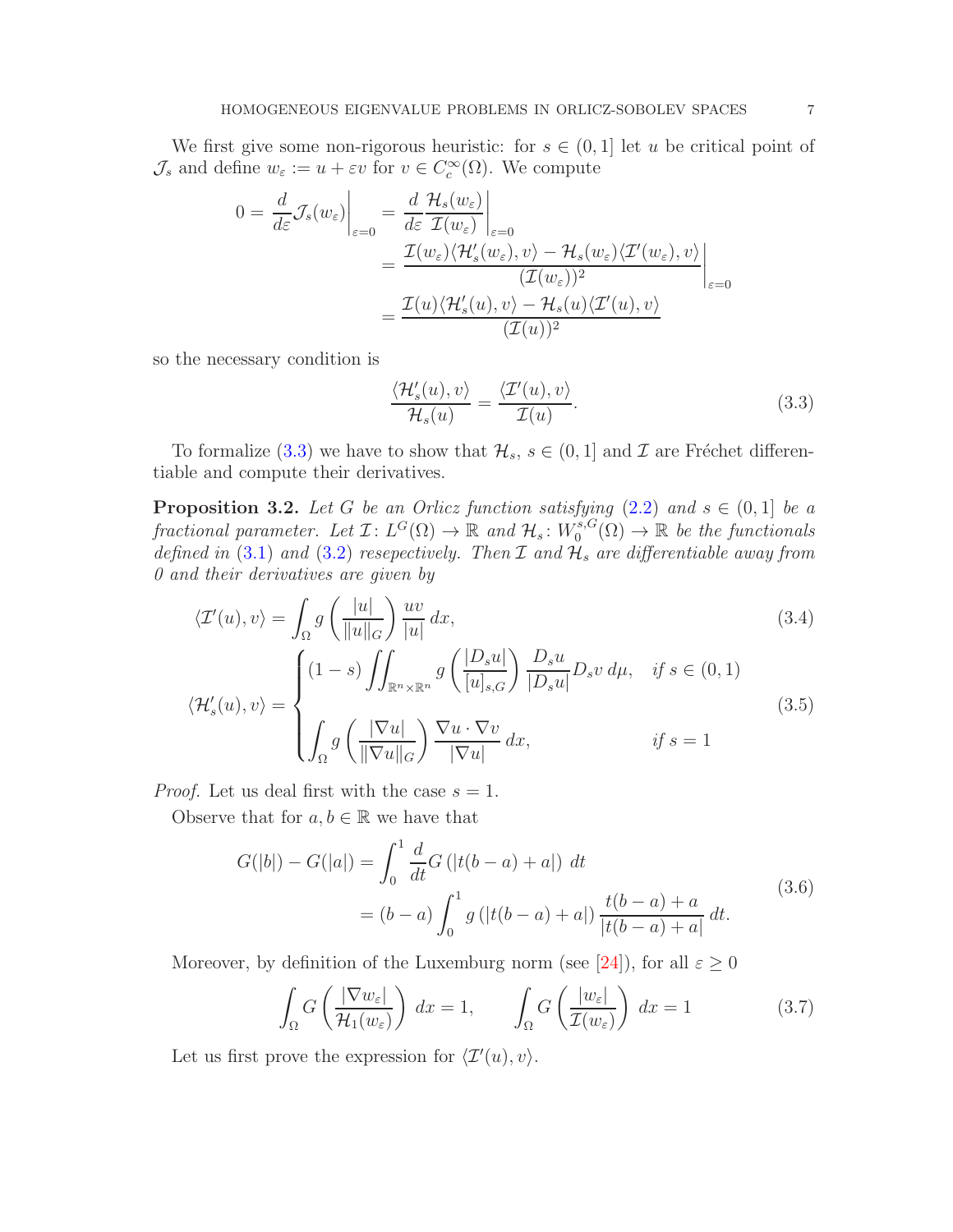We first give some non-rigorous heuristic: for $s \in (0,1]$ let $u$ be critical point of $\mathcal{J}_s$ and define $w_\varepsilon := u + \varepsilon v$ for $v \in C_c^\infty(\Omega)$. We compute

$$
\begin{aligned}
0 = \frac{d}{d\varepsilon}\mathcal{J}_s(w_\varepsilon)\bigg|_{\varepsilon=0} &= \frac{d}{d\varepsilon}\frac{\mathcal{H}_s(w_\varepsilon)}{\mathcal{I}(w_\varepsilon)}\bigg|_{\varepsilon=0} \\
&= \frac{\mathcal{I}(w_\varepsilon)\langle \mathcal{H}_s'(w_\varepsilon), v\rangle - \mathcal{H}_s(w_\varepsilon)\langle \mathcal{I}'(w_\varepsilon), v\rangle}{(\mathcal{I}(w_\varepsilon))^2}\bigg|_{\varepsilon=0} \\
&= \frac{\mathcal{I}(u)\langle \mathcal{H}_s'(u), v\rangle - \mathcal{H}_s(u)\langle \mathcal{I}'(u), v\rangle}{(\mathcal{I}(u))^2}
\end{aligned}
$$

so the necessary condition is

$$
\frac{\langle \mathcal{H}_s'(u), v\rangle}{\mathcal{H}_s(u)} = \frac{\langle \mathcal{I}'(u), v\rangle}{\mathcal{I}(u)}. \tag{3.3}
$$

To formalize (3.3) we have to show that $\mathcal{H}_s$, $s \in (0,1]$ and $\mathcal{I}$ are Fréchet differentiable and compute their derivatives.

**Proposition 3.2.** *Let $G$ be an Orlicz function satisfying (2.2) and $s \in (0,1]$ be a fractional parameter. Let $\mathcal{I}\colon L^G(\Omega) \to \mathbb{R}$ and $\mathcal{H}_s\colon W_0^{s,G}(\Omega) \to \mathbb{R}$ be the functionals defined in (3.1) and (3.2) resepectively. Then $\mathcal{I}$ and $\mathcal{H}_s$ are differentiable away from 0 and their derivatives are given by*

$$
\langle \mathcal{I}'(u), v\rangle = \int_\Omega g\left(\frac{|u|}{\|u\|_G}\right)\frac{uv}{|u|}\,dx, \tag{3.4}
$$

$$
\langle \mathcal{H}_s'(u), v\rangle = \begin{cases} (1-s)\displaystyle\iint_{\mathbb{R}^n\times\mathbb{R}^n} g\left(\frac{|D_s u|}{[u]_{s,G}}\right)\frac{D_s u}{|D_s u|}D_s v\,d\mu, & \text{if } s \in (0,1) \\[2ex] \displaystyle\int_\Omega g\left(\frac{|\nabla u|}{\|\nabla u\|_G}\right)\frac{\nabla u\cdot\nabla v}{|\nabla u|}\,dx, & \text{if } s = 1 \end{cases} \tag{3.5}
$$

*Proof.* Let us deal first with the case $s = 1$.

Observe that for $a, b \in \mathbb{R}$ we have that

$$
\begin{aligned}
G(|b|) - G(|a|) &= \int_0^1 \frac{d}{dt}G\left(|t(b-a)+a|\right)\,dt \\
&= (b-a)\int_0^1 g\left(|t(b-a)+a|\right)\frac{t(b-a)+a}{|t(b-a)+a|}\,dt.
\end{aligned} \tag{3.6}
$$

Moreover, by definition of the Luxemburg norm (see [24]), for all $\varepsilon \geq 0$

$$
\int_\Omega G\left(\frac{|\nabla w_\varepsilon|}{\mathcal{H}_1(w_\varepsilon)}\right)\,dx = 1, \qquad \int_\Omega G\left(\frac{|w_\varepsilon|}{\mathcal{I}(w_\varepsilon)}\right)\,dx = 1 \tag{3.7}
$$

Let us first prove the expression for $\langle \mathcal{I}'(u), v\rangle$.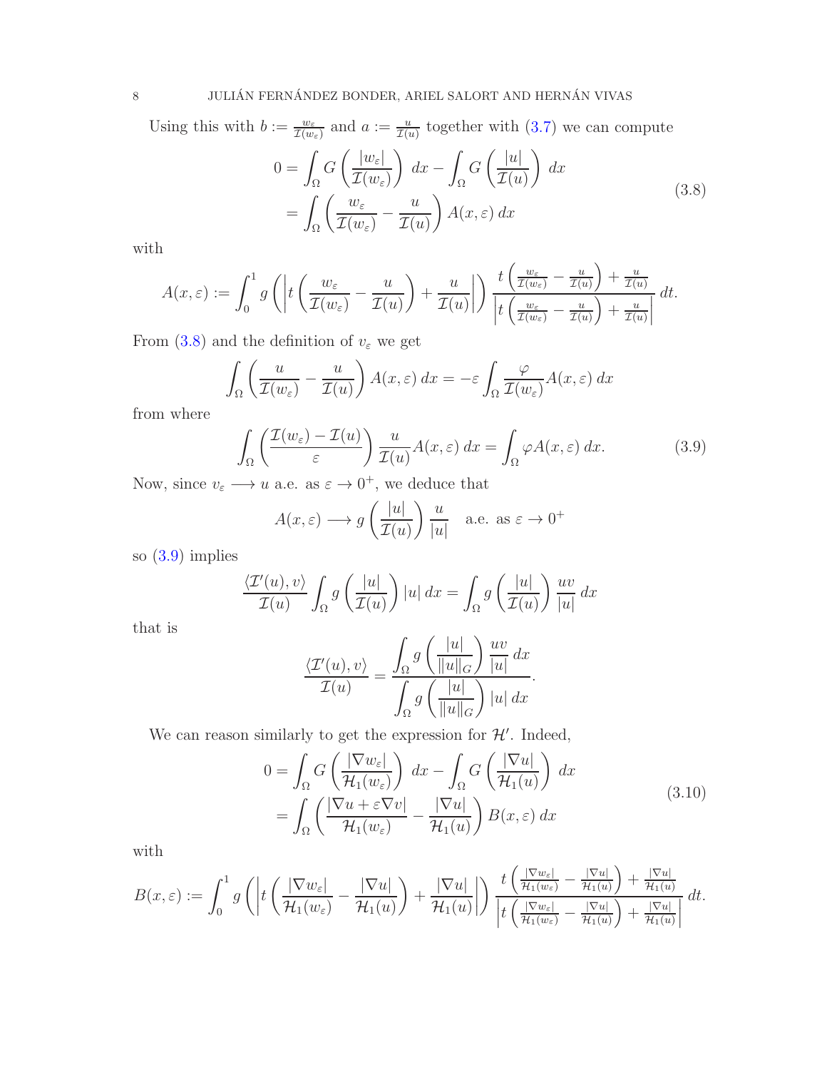Using this with $b := \frac{w_\varepsilon}{\mathcal{I}(w_\varepsilon)}$ and $a := \frac{u}{\mathcal{I}(u)}$ together with (3.7) we can compute

$$
\begin{aligned}
0 &= \int_\Omega G\left(\frac{|w_\varepsilon|}{\mathcal{I}(w_\varepsilon)}\right)\,dx - \int_\Omega G\left(\frac{|u|}{\mathcal{I}(u)}\right)\,dx \\
&= \int_\Omega \left(\frac{w_\varepsilon}{\mathcal{I}(w_\varepsilon)} - \frac{u}{\mathcal{I}(u)}\right) A(x,\varepsilon)\,dx
\end{aligned}
\tag{3.8}
$$

with

$$
A(x,\varepsilon) := \int_0^1 g\left(\left|t\left(\frac{w_\varepsilon}{\mathcal{I}(w_\varepsilon)} - \frac{u}{\mathcal{I}(u)}\right) + \frac{u}{\mathcal{I}(u)}\right|\right) \frac{t\left(\frac{w_\varepsilon}{\mathcal{I}(w_\varepsilon)} - \frac{u}{\mathcal{I}(u)}\right) + \frac{u}{\mathcal{I}(u)}}{\left|t\left(\frac{w_\varepsilon}{\mathcal{I}(w_\varepsilon)} - \frac{u}{\mathcal{I}(u)}\right) + \frac{u}{\mathcal{I}(u)}\right|}\,dt.
$$

From (3.8) and the definition of $v_\varepsilon$ we get

$$
\int_\Omega \left(\frac{u}{\mathcal{I}(w_\varepsilon)} - \frac{u}{\mathcal{I}(u)}\right) A(x,\varepsilon)\,dx = -\varepsilon \int_\Omega \frac{\varphi}{\mathcal{I}(w_\varepsilon)} A(x,\varepsilon)\,dx
$$

from where

$$
\int_\Omega \left(\frac{\mathcal{I}(w_\varepsilon) - \mathcal{I}(u)}{\varepsilon}\right) \frac{u}{\mathcal{I}(u)} A(x,\varepsilon)\,dx = \int_\Omega \varphi A(x,\varepsilon)\,dx. \tag{3.9}
$$

Now, since $v_\varepsilon \longrightarrow u$ a.e. as $\varepsilon \to 0^+$, we deduce that

$$
A(x,\varepsilon) \longrightarrow g\left(\frac{|u|}{\mathcal{I}(u)}\right)\frac{u}{|u|} \quad \text{a.e. as } \varepsilon \to 0^+
$$

so (3.9) implies

$$
\frac{\langle \mathcal{I}'(u), v\rangle}{\mathcal{I}(u)} \int_\Omega g\left(\frac{|u|}{\mathcal{I}(u)}\right)|u|\,dx = \int_\Omega g\left(\frac{|u|}{\mathcal{I}(u)}\right)\frac{uv}{|u|}\,dx
$$

that is

$$
\frac{\langle \mathcal{I}'(u), v\rangle}{\mathcal{I}(u)} = \frac{\displaystyle\int_\Omega g\left(\frac{|u|}{\|u\|_G}\right)\frac{uv}{|u|}\,dx}{\displaystyle\int_\Omega g\left(\frac{|u|}{\|u\|_G}\right)|u|\,dx}.
$$

We can reason similarly to get the expression for $\mathcal{H}'$. Indeed,

$$
\begin{aligned}
0 &= \int_\Omega G\left(\frac{|\nabla w_\varepsilon|}{\mathcal{H}_1(w_\varepsilon)}\right)\,dx - \int_\Omega G\left(\frac{|\nabla u|}{\mathcal{H}_1(u)}\right)\,dx \\
&= \int_\Omega \left(\frac{|\nabla u + \varepsilon \nabla v|}{\mathcal{H}_1(w_\varepsilon)} - \frac{|\nabla u|}{\mathcal{H}_1(u)}\right) B(x,\varepsilon)\,dx
\end{aligned}
\tag{3.10}
$$

with

$$
B(x,\varepsilon) := \int_0^1 g\left(\left|t\left(\frac{|\nabla w_\varepsilon|}{\mathcal{H}_1(w_\varepsilon)} - \frac{|\nabla u|}{\mathcal{H}_1(u)}\right) + \frac{|\nabla u|}{\mathcal{H}_1(u)}\right|\right) \frac{t\left(\frac{|\nabla w_\varepsilon|}{\mathcal{H}_1(w_\varepsilon)} - \frac{|\nabla u|}{\mathcal{H}_1(u)}\right) + \frac{|\nabla u|}{\mathcal{H}_1(u)}}{\left|t\left(\frac{|\nabla w_\varepsilon|}{\mathcal{H}_1(w_\varepsilon)} - \frac{|\nabla u|}{\mathcal{H}_1(u)}\right) + \frac{|\nabla u|}{\mathcal{H}_1(u)}\right|}\,dt.
$$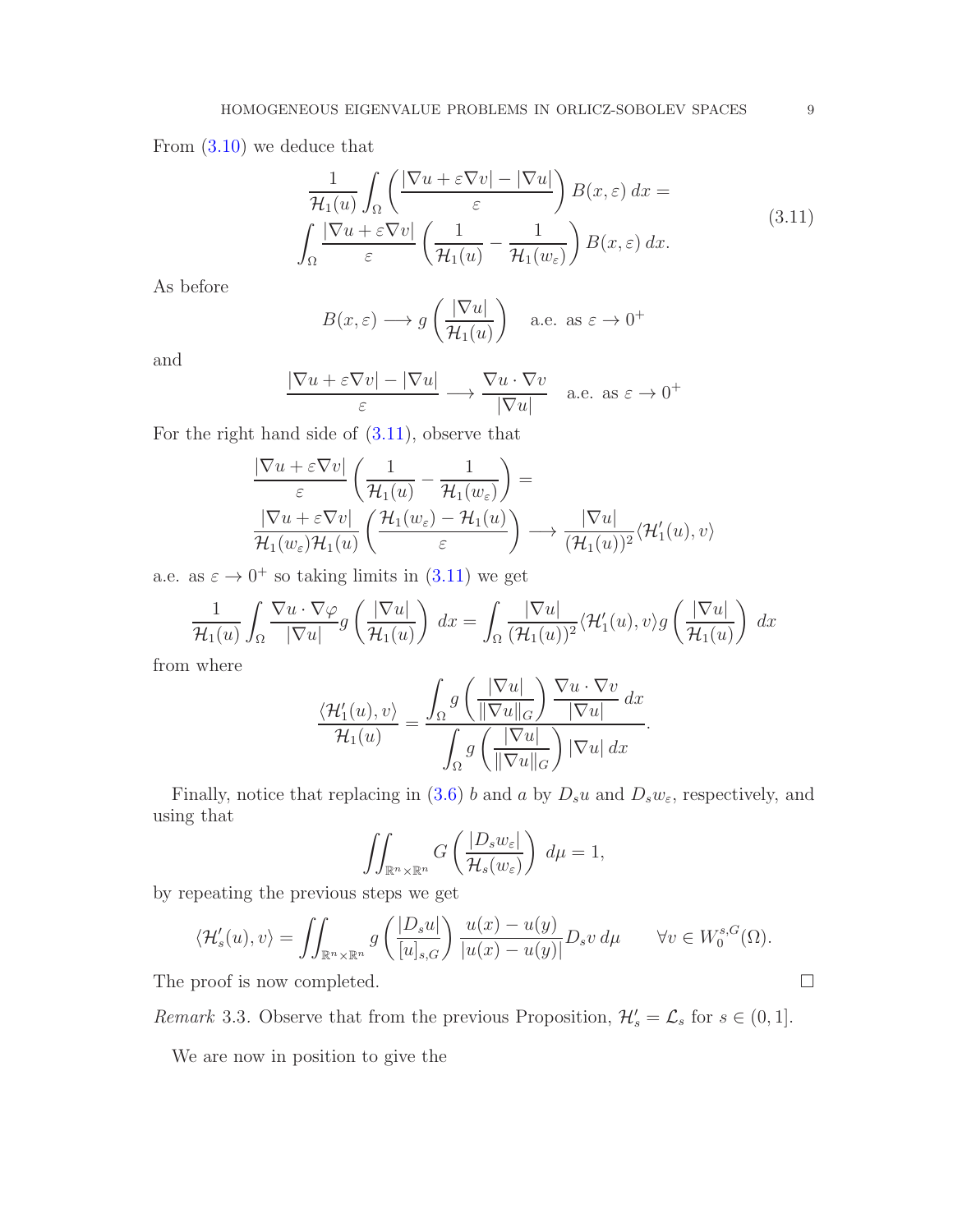From (3.10) we deduce that

$$\frac{1}{\mathcal{H}_1(u)}\int_\Omega \left(\frac{|\nabla u+\varepsilon\nabla v|-|\nabla u|}{\varepsilon}\right) B(x,\varepsilon)\,dx = \\ \int_\Omega \frac{|\nabla u+\varepsilon \nabla v|}{\varepsilon}\left(\frac{1}{\mathcal{H}_1(u)}-\frac{1}{\mathcal{H}_1(w_\varepsilon)}\right) B(x,\varepsilon)\,dx. \tag{3.11}$$

As before

$$B(x,\varepsilon)\longrightarrow g\left(\frac{|\nabla u|}{\mathcal{H}_1(u)}\right) \quad \text{a.e. as } \varepsilon\to 0^+$$

and

$$\frac{|\nabla u+\varepsilon\nabla v|-|\nabla u|}{\varepsilon}\longrightarrow \frac{\nabla u\cdot\nabla v}{|\nabla u|} \quad \text{a.e. as } \varepsilon\to 0^+$$

For the right hand side of (3.11), observe that

$$\frac{|\nabla u+\varepsilon\nabla v|}{\varepsilon}\left(\frac{1}{\mathcal{H}_1(u)}-\frac{1}{\mathcal{H}_1(w_\varepsilon)}\right)= \\ \frac{|\nabla u+\varepsilon\nabla v|}{\mathcal{H}_1(w_\varepsilon)\mathcal{H}_1(u)}\left(\frac{\mathcal{H}_1(w_\varepsilon)-\mathcal{H}_1(u)}{\varepsilon}\right)\longrightarrow \frac{|\nabla u|}{(\mathcal{H}_1(u))^2}\langle \mathcal{H}_1'(u),v\rangle$$

a.e. as $\varepsilon\to 0^+$ so taking limits in (3.11) we get

$$\frac{1}{\mathcal{H}_1(u)}\int_\Omega \frac{\nabla u\cdot\nabla\varphi}{|\nabla u|} g\left(\frac{|\nabla u|}{\mathcal{H}_1(u)}\right)\,dx = \int_\Omega \frac{|\nabla u|}{(\mathcal{H}_1(u))^2}\langle \mathcal{H}_1'(u),v\rangle g\left(\frac{|\nabla u|}{\mathcal{H}_1(u)}\right)\,dx$$

from where

$$\frac{\langle \mathcal{H}_1'(u),v\rangle}{\mathcal{H}_1(u)}=\frac{\displaystyle\int_\Omega g\left(\frac{|\nabla u|}{\|\nabla u\|_G}\right)\frac{\nabla u\cdot\nabla v}{|\nabla u|}\,dx}{\displaystyle\int_\Omega g\left(\frac{|\nabla u|}{\|\nabla u\|_G}\right)|\nabla u|\,dx}.$$

Finally, notice that replacing in (3.6) $b$ and $a$ by $D_s u$ and $D_s w_\varepsilon$, respectively, and using that

$$\iint_{\mathbb{R}^n\times\mathbb{R}^n} G\left(\frac{|D_s w_\varepsilon|}{\mathcal{H}_s(w_\varepsilon)}\right)\,d\mu = 1,$$

by repeating the previous steps we get

$$\langle \mathcal{H}_s'(u),v\rangle = \iint_{\mathbb{R}^n\times\mathbb{R}^n} g\left(\frac{|D_s u|}{[u]_{s,G}}\right)\frac{u(x)-u(y)}{|u(x)-u(y)|}D_s v\,d\mu \qquad \forall v\in W^{s,G}_0(\Omega).$$

The proof is now completed. □

*Remark* 3.3. Observe that from the previous Proposition, $\mathcal{H}_s'=\mathcal{L}_s$ for $s\in(0,1]$.

We are now in position to give the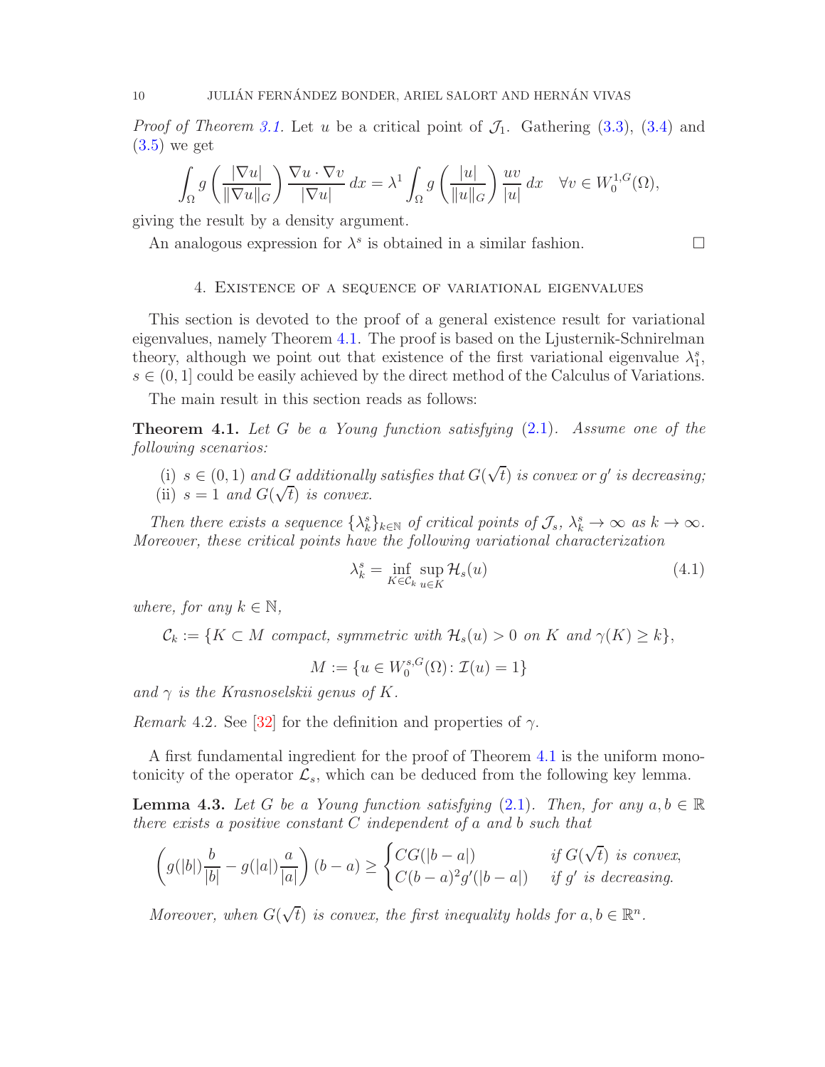*Proof of Theorem 3.1.* Let $u$ be a critical point of $\mathcal{J}_1$. Gathering (3.3), (3.4) and (3.5) we get

$$\int_\Omega g\left(\frac{|\nabla u|}{\|\nabla u\|_G}\right)\frac{\nabla u\cdot\nabla v}{|\nabla u|}\,dx = \lambda^1\int_\Omega g\left(\frac{|u|}{\|u\|_G}\right)\frac{uv}{|u|}\,dx \quad \forall v\in W_0^{1,G}(\Omega),$$

giving the result by a density argument.

An analogous expression for $\lambda^s$ is obtained in a similar fashion. □

## 4. Existence of a sequence of variational eigenvalues

This section is devoted to the proof of a general existence result for variational eigenvalues, namely Theorem 4.1. The proof is based on the Ljusternik-Schnirelman theory, although we point out that existence of the first variational eigenvalue $\lambda_1^s$, $s\in(0,1]$ could be easily achieved by the direct method of the Calculus of Variations.

The main result in this section reads as follows:

**Theorem 4.1.** *Let $G$ be a Young function satisfying (2.1). Assume one of the following scenarios:*

*(i) $s\in(0,1)$ and $G$ additionally satisfies that $G(\sqrt{t})$ is convex or $g'$ is decreasing;*
*(ii) $s=1$ and $G(\sqrt{t})$ is convex.*

*Then there exists a sequence $\{\lambda_k^s\}_{k\in\mathbb{N}}$ of critical points of $\mathcal{J}_s$, $\lambda_k^s\to\infty$ as $k\to\infty$. Moreover, these critical points have the following variational characterization*

$$\lambda_k^s = \inf_{K\in\mathcal{C}_k}\sup_{u\in K}\mathcal{H}_s(u) \tag{4.1}$$

*where, for any $k\in\mathbb{N}$,*

$$\mathcal{C}_k := \{K\subset M \text{ compact, symmetric with } \mathcal{H}_s(u)>0 \text{ on } K \text{ and } \gamma(K)\geq k\},$$

$$M := \{u\in W_0^{s,G}(\Omega)\colon \mathcal{I}(u)=1\}$$

*and $\gamma$ is the Krasnoselskii genus of $K$.*

*Remark* 4.2. See [32] for the definition and properties of $\gamma$.

A first fundamental ingredient for the proof of Theorem 4.1 is the uniform monotonicity of the operator $\mathcal{L}_s$, which can be deduced from the following key lemma.

**Lemma 4.3.** *Let $G$ be a Young function satisfying (2.1). Then, for any $a,b\in\mathbb{R}$ there exists a positive constant $C$ independent of $a$ and $b$ such that*

$$\left(g(|b|)\frac{b}{|b|}-g(|a|)\frac{a}{|a|}\right)(b-a)\geq\begin{cases} CG(|b-a|) & \text{if } G(\sqrt{t}) \text{ is convex,}\\ C(b-a)^2 g'(|b-a|) & \text{if } g' \text{ is decreasing.}\end{cases}$$

*Moreover, when $G(\sqrt{t})$ is convex, the first inequality holds for $a,b\in\mathbb{R}^n$.*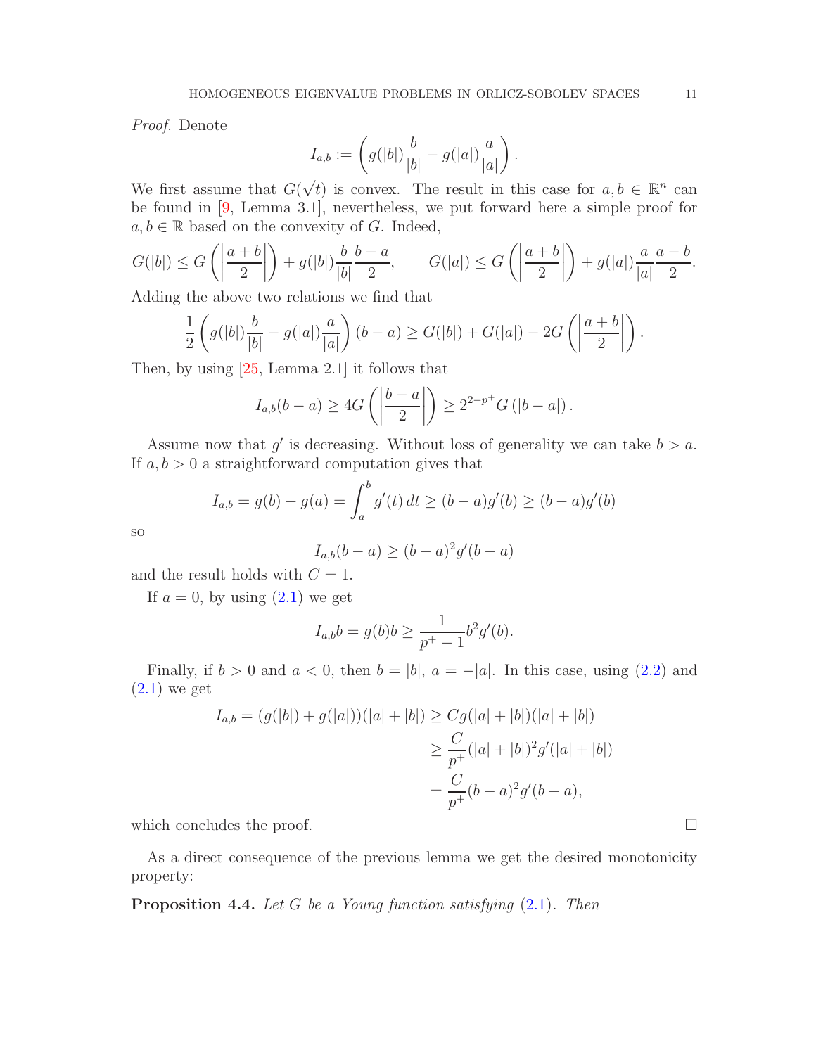*Proof.* Denote

$$I_{a,b} := \left( g(|b|)\frac{b}{|b|} - g(|a|)\frac{a}{|a|} \right).$$

We first assume that $G(\sqrt{t})$ is convex. The result in this case for $a, b \in \mathbb{R}^n$ can be found in [9, Lemma 3.1], nevertheless, we put forward here a simple proof for $a, b \in \mathbb{R}$ based on the convexity of $G$. Indeed,

$$G(|b|) \le G\left( \left| \frac{a+b}{2} \right| \right) + g(|b|)\frac{b}{|b|}\frac{b-a}{2}, \qquad G(|a|) \le G\left( \left| \frac{a+b}{2} \right| \right) + g(|a|)\frac{a}{|a|}\frac{a-b}{2}.$$

Adding the above two relations we find that

$$\frac{1}{2}\left( g(|b|)\frac{b}{|b|} - g(|a|)\frac{a}{|a|} \right)(b-a) \ge G(|b|) + G(|a|) - 2G\left( \left| \frac{a+b}{2} \right| \right).$$

Then, by using [25, Lemma 2.1] it follows that

$$I_{a,b}(b-a) \ge 4G\left( \left| \frac{b-a}{2} \right| \right) \ge 2^{2-p^+} G\left( |b-a| \right).$$

Assume now that $g'$ is decreasing. Without loss of generality we can take $b > a$. If $a, b > 0$ a straightforward computation gives that

$$I_{a,b} = g(b) - g(a) = \int_a^b g'(t)\,dt \ge (b-a)g'(b) \ge (b-a)g'(b)$$

so

$$I_{a,b}(b-a) \ge (b-a)^2 g'(b-a)$$

and the result holds with $C = 1$.

If $a = 0$, by using (2.1) we get

$$I_{a,b} b = g(b)b \ge \frac{1}{p^+ - 1} b^2 g'(b).$$

Finally, if $b > 0$ and $a < 0$, then $b = |b|$, $a = -|a|$. In this case, using (2.2) and (2.1) we get

$$\begin{aligned} I_{a,b} = (g(|b|) + g(|a|))(|a| + |b|) &\ge C g(|a| + |b|)(|a| + |b|) \\ &\ge \frac{C}{p^+}(|a| + |b|)^2 g'(|a| + |b|) \\ &= \frac{C}{p^+}(b-a)^2 g'(b-a), \end{aligned}$$

which concludes the proof. $\square$

As a direct consequence of the previous lemma we get the desired monotonicity property:

**Proposition 4.4.** *Let $G$ be a Young function satisfying (2.1). Then*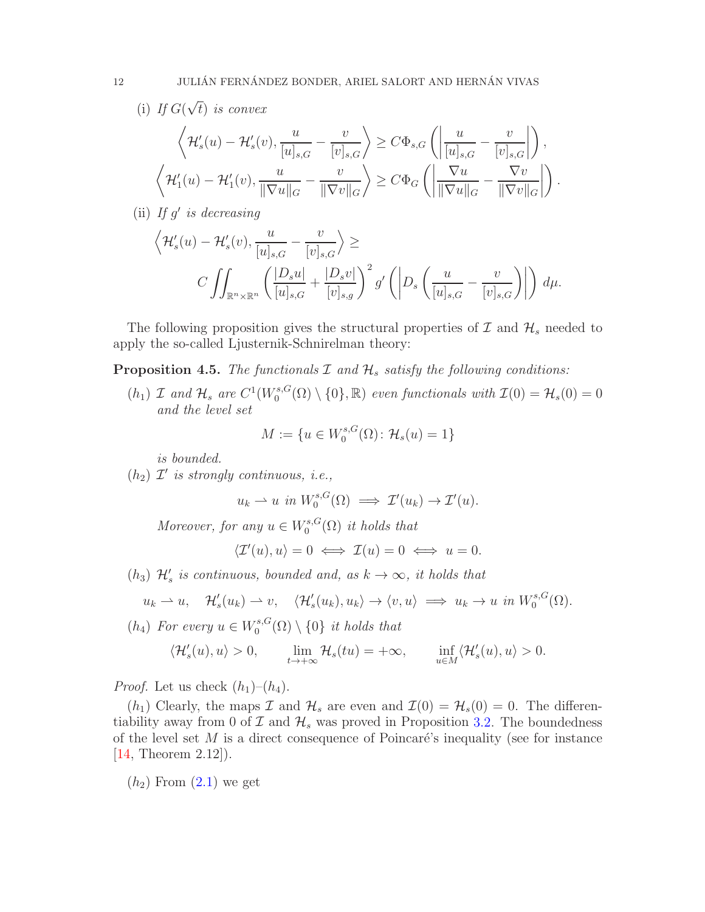(i) *If $G(\sqrt{t})$ is convex*

$$\left\langle \mathcal{H}_s'(u) - \mathcal{H}_s'(v), \frac{u}{[u]_{s,G}} - \frac{v}{[v]_{s,G}} \right\rangle \geq C\Phi_{s,G}\left( \left| \frac{u}{[u]_{s,G}} - \frac{v}{[v]_{s,G}} \right| \right),$$

$$\left\langle \mathcal{H}_1'(u) - \mathcal{H}_1'(v), \frac{u}{\|\nabla u\|_G} - \frac{v}{\|\nabla v\|_G} \right\rangle \geq C\Phi_G\left( \left| \frac{\nabla u}{\|\nabla u\|_G} - \frac{\nabla v}{\|\nabla v\|_G} \right| \right).$$

(ii) *If $g'$ is decreasing*

$$\left\langle \mathcal{H}_s'(u) - \mathcal{H}_s'(v), \frac{u}{[u]_{s,G}} - \frac{v}{[v]_{s,G}} \right\rangle \geq$$
$$C \iint_{\mathbb{R}^n\times\mathbb{R}^n} \left( \frac{|D_s u|}{[u]_{s,G}} + \frac{|D_s v|}{[v]_{s,g}} \right)^2 g'\left( \left| D_s\left( \frac{u}{[u]_{s,G}} - \frac{v}{[v]_{s,G}} \right) \right| \right) d\mu.$$

The following proposition gives the structural properties of $\mathcal{I}$ and $\mathcal{H}_s$ needed to apply the so-called Ljusternik-Schnirelman theory:

**Proposition 4.5.** *The functionals $\mathcal{I}$ and $\mathcal{H}_s$ satisfy the following conditions:*

$(h_1)$ *$\mathcal{I}$ and $\mathcal{H}_s$ are $C^1(W_0^{s,G}(\Omega)\setminus\{0\},\mathbb{R})$ even functionals with $\mathcal{I}(0) = \mathcal{H}_s(0) = 0$ and the level set*

$$M := \{u \in W_0^{s,G}(\Omega) \colon \mathcal{H}_s(u) = 1\}$$

*is bounded.*

$(h_2)$ *$\mathcal{I}'$ is strongly continuous, i.e.,*

$$u_k \rightharpoonup u \text{ in } W_0^{s,G}(\Omega) \implies \mathcal{I}'(u_k) \to \mathcal{I}'(u).$$

*Moreover, for any $u \in W_0^{s,G}(\Omega)$ it holds that*

$$\langle \mathcal{I}'(u), u\rangle = 0 \iff \mathcal{I}(u) = 0 \iff u = 0.$$

$(h_3)$ *$\mathcal{H}_s'$ is continuous, bounded and, as $k\to\infty$, it holds that*

$$u_k \rightharpoonup u, \quad \mathcal{H}_s'(u_k) \rightharpoonup v, \quad \langle \mathcal{H}_s'(u_k), u_k\rangle \to \langle v, u\rangle \implies u_k \to u \text{ in } W_0^{s,G}(\Omega).$$

$(h_4)$ *For every $u \in W_0^{s,G}(\Omega)\setminus\{0\}$ it holds that*

$$\langle \mathcal{H}_s'(u), u\rangle > 0, \qquad \lim_{t\to+\infty} \mathcal{H}_s(tu) = +\infty, \qquad \inf_{u\in M} \langle \mathcal{H}_s'(u), u\rangle > 0.$$

*Proof.* Let us check $(h_1)$–$(h_4)$.

$(h_1)$ Clearly, the maps $\mathcal{I}$ and $\mathcal{H}_s$ are even and $\mathcal{I}(0) = \mathcal{H}_s(0) = 0$. The differentiability away from 0 of $\mathcal{I}$ and $\mathcal{H}_s$ was proved in Proposition 3.2. The boundedness of the level set $M$ is a direct consequence of Poincaré's inequality (see for instance [14, Theorem 2.12]).

$(h_2)$ From (2.1) we get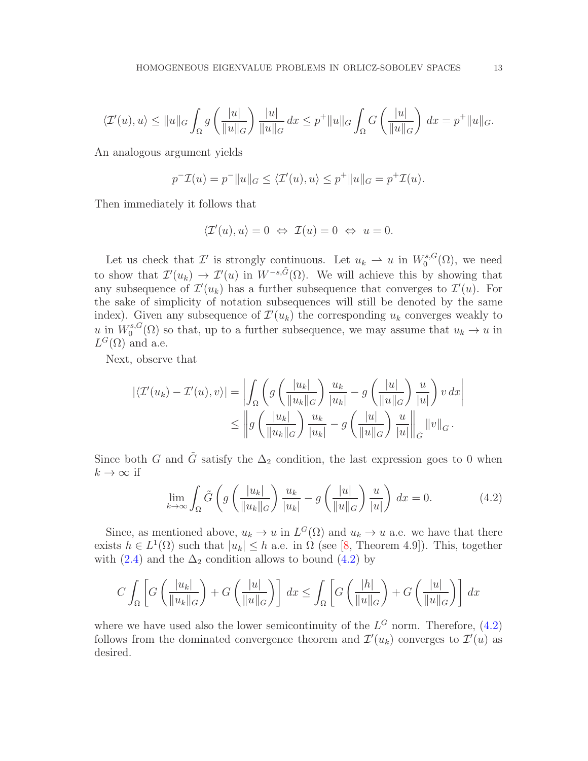$$\langle \mathcal{I}'(u), u\rangle \leq \|u\|_G \int_\Omega g\left(\frac{|u|}{\|u\|_G}\right)\frac{|u|}{\|u\|_G}\,dx \leq p^+\|u\|_G \int_\Omega G\left(\frac{|u|}{\|u\|_G}\right)\,dx = p^+\|u\|_G.$$

An analogous argument yields

$$p^-\mathcal{I}(u) = p^-\|u\|_G \leq \langle \mathcal{I}'(u), u\rangle \leq p^+\|u\|_G = p^+\mathcal{I}(u).$$

Then immediately it follows that

$$\langle \mathcal{I}'(u), u\rangle = 0 \;\Leftrightarrow\; \mathcal{I}(u) = 0 \;\Leftrightarrow\; u = 0.$$

Let us check that $\mathcal{I}'$ is strongly continuous. Let $u_k \rightharpoonup u$ in $W^{s,G}_0(\Omega)$, we need to show that $\mathcal{I}'(u_k) \to \mathcal{I}'(u)$ in $W^{-s,\tilde{G}}(\Omega)$. We will achieve this by showing that any subsequence of $\mathcal{I}'(u_k)$ has a further subsequence that converges to $\mathcal{I}'(u)$. For the sake of simplicity of notation subsequences will still be denoted by the same index). Given any subsequence of $\mathcal{I}'(u_k)$ the corresponding $u_k$ converges weakly to $u$ in $W^{s,G}_0(\Omega)$ so that, up to a further subsequence, we may assume that $u_k \to u$ in $L^G(\Omega)$ and a.e.

Next, observe that

$$\begin{aligned}
|\langle \mathcal{I}'(u_k) - \mathcal{I}'(u), v\rangle| &= \left|\int_\Omega \left(g\left(\frac{|u_k|}{\|u_k\|_G}\right)\frac{u_k}{|u_k|} - g\left(\frac{|u|}{\|u\|_G}\right)\frac{u}{|u|}\right) v\,dx\right| \\
&\leq \left\| g\left(\frac{|u_k|}{\|u_k\|_G}\right)\frac{u_k}{|u_k|} - g\left(\frac{|u|}{\|u\|_G}\right)\frac{u}{|u|}\right\|_{\tilde{G}} \|v\|_G\,.
\end{aligned}$$

Since both $G$ and $\tilde{G}$ satisfy the $\Delta_2$ condition, the last expression goes to 0 when $k \to \infty$ if

$$\lim_{k\to\infty} \int_\Omega \tilde{G}\left(g\left(\frac{|u_k|}{\|u_k\|_G}\right)\frac{u_k}{|u_k|} - g\left(\frac{|u|}{\|u\|_G}\right)\frac{u}{|u|}\right)\,dx = 0. \tag{4.2}$$

Since, as mentioned above, $u_k \to u$ in $L^G(\Omega)$ and $u_k \to u$ a.e. we have that there exists $h \in L^1(\Omega)$ such that $|u_k| \leq h$ a.e. in $\Omega$ (see [8, Theorem 4.9]). This, together with (2.4) and the $\Delta_2$ condition allows to bound (4.2) by

$$C\int_\Omega \left[G\left(\frac{|u_k|}{\|u_k\|_G}\right) + G\left(\frac{|u|}{\|u\|_G}\right)\right]\,dx \leq \int_\Omega \left[G\left(\frac{|h|}{\|u\|_G}\right) + G\left(\frac{|u|}{\|u\|_G}\right)\right]\,dx$$

where we have used also the lower semicontinuity of the $L^G$ norm. Therefore, (4.2) follows from the dominated convergence theorem and $\mathcal{I}'(u_k)$ converges to $\mathcal{I}'(u)$ as desired.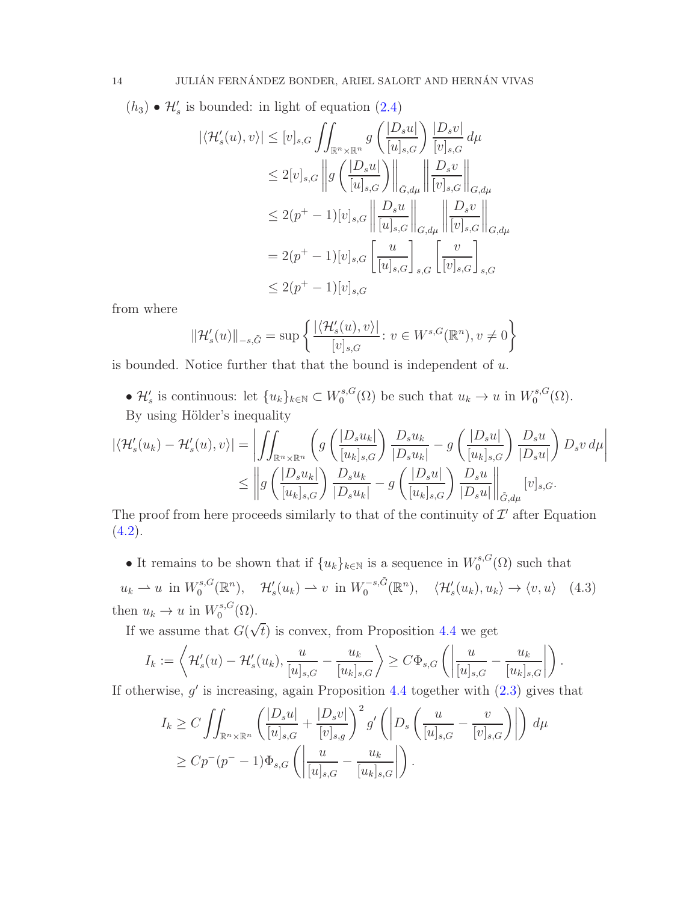$(h_3)$ • $\mathcal{H}_s'$ is bounded: in light of equation (2.4)

$$
\begin{aligned}
|\langle \mathcal{H}_s'(u), v\rangle| &\le [v]_{s,G} \iint_{\mathbb{R}^n\times\mathbb{R}^n} g\left(\frac{|D_s u|}{[u]_{s,G}}\right)\frac{|D_s v|}{[v]_{s,G}}\,d\mu \\
&\le 2[v]_{s,G}\left\| g\left(\frac{|D_s u|}{[u]_{s,G}}\right)\right\|_{\tilde G, d\mu}\left\|\frac{D_s v}{[v]_{s,G}}\right\|_{G,d\mu} \\
&\le 2(p^+-1)[v]_{s,G}\left\|\frac{D_s u}{[u]_{s,G}}\right\|_{G,d\mu}\left\|\frac{D_s v}{[v]_{s,G}}\right\|_{G,d\mu} \\
&= 2(p^+-1)[v]_{s,G}\left[\frac{u}{[u]_{s,G}}\right]_{s,G}\left[\frac{v}{[v]_{s,G}}\right]_{s,G} \\
&\le 2(p^+-1)[v]_{s,G}
\end{aligned}
$$

from where

$$
\|\mathcal{H}_s'(u)\|_{-s,\tilde G} = \sup\left\{\frac{|\langle \mathcal{H}_s'(u), v\rangle|}{[v]_{s,G}} \colon v\in W^{s,G}(\mathbb{R}^n), v\neq 0\right\}
$$

is bounded. Notice further that that the bound is independent of $u$.

• $\mathcal{H}_s'$ is continuous: let $\{u_k\}_{k\in\mathbb{N}}\subset W^{s,G}_0(\Omega)$ be such that $u_k\to u$ in $W^{s,G}_0(\Omega)$. By using Hölder's inequality

$$
\begin{aligned}
|\langle \mathcal{H}_s'(u_k)-\mathcal{H}_s'(u), v\rangle| &= \left|\iint_{\mathbb{R}^n\times\mathbb{R}^n}\left(g\left(\frac{|D_s u_k|}{[u_k]_{s,G}}\right)\frac{D_s u_k}{|D_s u_k|} - g\left(\frac{|D_s u|}{[u_k]_{s,G}}\right)\frac{D_s u}{|D_s u|}\right)D_s v\,d\mu\right| \\
&\le \left\| g\left(\frac{|D_s u_k|}{[u_k]_{s,G}}\right)\frac{D_s u_k}{|D_s u_k|} - g\left(\frac{|D_s u|}{[u_k]_{s,G}}\right)\frac{D_s u}{|D_s u|}\right\|_{\tilde G, d\mu}[v]_{s,G}.
\end{aligned}
$$

The proof from here proceeds similarly to that of the continuity of $\mathcal{I}'$ after Equation (4.2).

• It remains to be shown that if $\{u_k\}_{k\in\mathbb{N}}$ is a sequence in $W^{s,G}_0(\Omega)$ such that

$$
u_k\rightharpoonup u \text{ in } W^{s,G}_0(\mathbb{R}^n),\quad \mathcal{H}_s'(u_k)\rightharpoonup v \text{ in } W^{-s,\tilde G}_0(\mathbb{R}^n),\quad \langle \mathcal{H}_s'(u_k), u_k\rangle\to\langle v, u\rangle \tag{4.3}
$$

then $u_k\to u$ in $W^{s,G}_0(\Omega)$.

If we assume that $G(\sqrt{t})$ is convex, from Proposition 4.4 we get

$$
I_k := \left\langle \mathcal{H}_s'(u)-\mathcal{H}_s'(u_k), \frac{u}{[u]_{s,G}}-\frac{u_k}{[u_k]_{s,G}}\right\rangle \ge C\Phi_{s,G}\left(\left|\frac{u}{[u]_{s,G}}-\frac{u_k}{[u_k]_{s,G}}\right|\right).
$$

If otherwise, $g'$ is increasing, again Proposition 4.4 together with (2.3) gives that

$$
\begin{aligned}
I_k &\ge C\iint_{\mathbb{R}^n\times\mathbb{R}^n}\left(\frac{|D_s u|}{[u]_{s,G}}+\frac{|D_s v|}{[v]_{s,g}}\right)^2 g'\left(\left|D_s\left(\frac{u}{[u]_{s,G}}-\frac{v}{[v]_{s,G}}\right)\right|\right)d\mu \\
&\ge Cp^-(p^--1)\Phi_{s,G}\left(\left|\frac{u}{[u]_{s,G}}-\frac{u_k}{[u_k]_{s,G}}\right|\right).
\end{aligned}
$$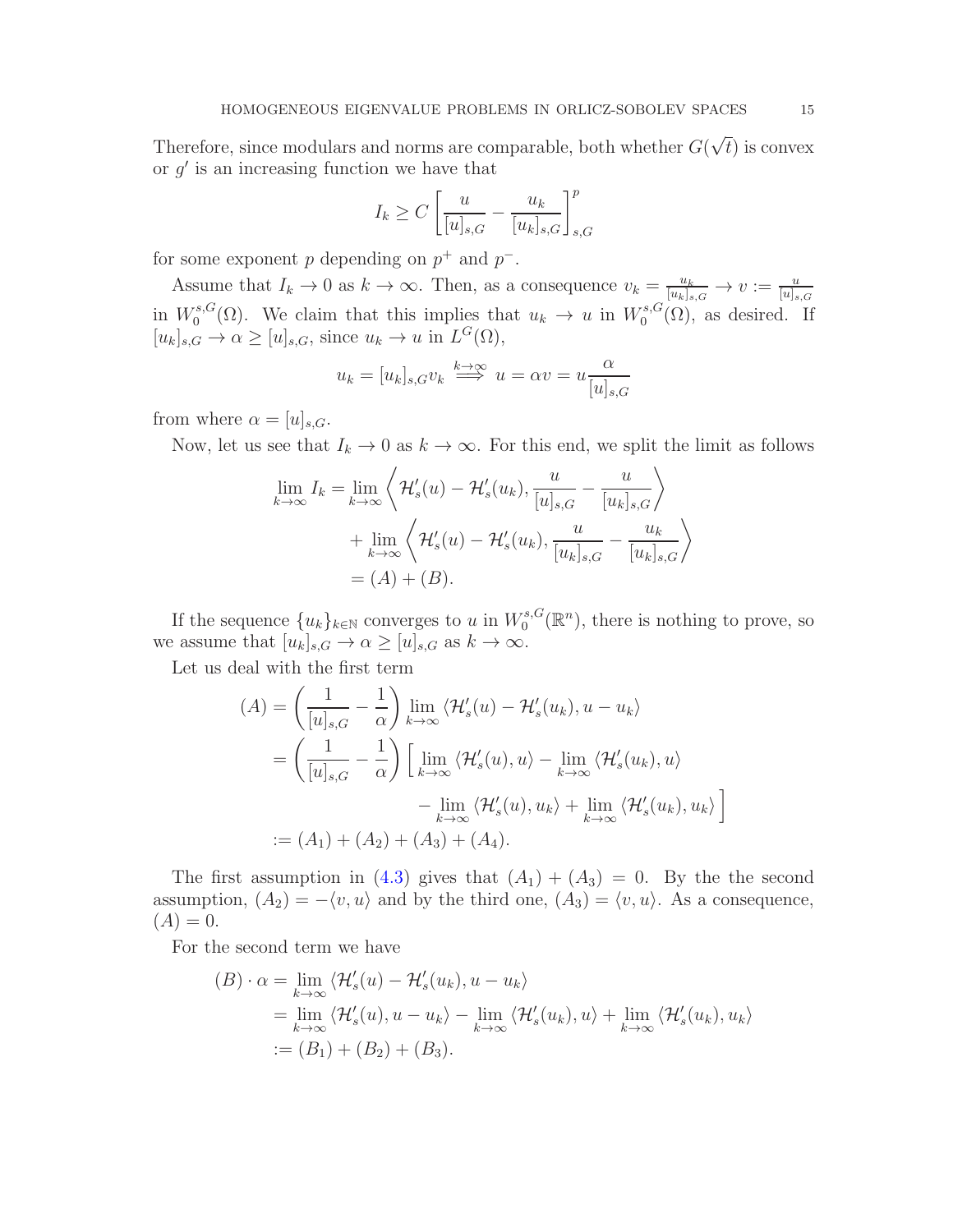Therefore, since modulars and norms are comparable, both whether $G(\sqrt{t})$ is convex or $g'$ is an increasing function we have that

$$I_k \geq C \left[ \frac{u}{[u]_{s,G}} - \frac{u_k}{[u_k]_{s,G}} \right]^p_{s,G}$$

for some exponent $p$ depending on $p^+$ and $p^-$.

Assume that $I_k \to 0$ as $k \to \infty$. Then, as a consequence $v_k = \frac{u_k}{[u_k]_{s,G}} \to v := \frac{u}{[u]_{s,G}}$ in $W^{s,G}_0(\Omega)$. We claim that this implies that $u_k \to u$ in $W^{s,G}_0(\Omega)$, as desired. If $[u_k]_{s,G} \to \alpha \geq [u]_{s,G}$, since $u_k \to u$ in $L^G(\Omega)$,

$$u_k = [u_k]_{s,G} v_k \overset{k\to\infty}{\Longrightarrow} u = \alpha v = u \frac{\alpha}{[u]_{s,G}}$$

from where $\alpha = [u]_{s,G}$.

Now, let us see that $I_k \to 0$ as $k \to \infty$. For this end, we split the limit as follows

$$\begin{aligned}
\lim_{k\to\infty} I_k &= \lim_{k\to\infty} \left\langle \mathcal{H}_s'(u) - \mathcal{H}_s'(u_k), \frac{u}{[u]_{s,G}} - \frac{u}{[u_k]_{s,G}} \right\rangle \\
&\quad + \lim_{k\to\infty} \left\langle \mathcal{H}_s'(u) - \mathcal{H}_s'(u_k), \frac{u}{[u_k]_{s,G}} - \frac{u_k}{[u_k]_{s,G}} \right\rangle \\
&= (A) + (B).
\end{aligned}$$

If the sequence $\{u_k\}_{k\in\mathbb{N}}$ converges to $u$ in $W^{s,G}_0(\mathbb{R}^n)$, there is nothing to prove, so we assume that $[u_k]_{s,G} \to \alpha \geq [u]_{s,G}$ as $k \to \infty$.

Let us deal with the first term

$$\begin{aligned}
(A) &= \left( \frac{1}{[u]_{s,G}} - \frac{1}{\alpha} \right) \lim_{k\to\infty} \langle \mathcal{H}_s'(u) - \mathcal{H}_s'(u_k), u - u_k \rangle \\
&= \left( \frac{1}{[u]_{s,G}} - \frac{1}{\alpha} \right) \Big[ \lim_{k\to\infty} \langle \mathcal{H}_s'(u), u \rangle - \lim_{k\to\infty} \langle \mathcal{H}_s'(u_k), u \rangle \\
&\qquad\qquad - \lim_{k\to\infty} \langle \mathcal{H}_s'(u), u_k \rangle + \lim_{k\to\infty} \langle \mathcal{H}_s'(u_k), u_k \rangle \Big] \\
&:= (A_1) + (A_2) + (A_3) + (A_4).
\end{aligned}$$

The first assumption in (4.3) gives that $(A_1) + (A_3) = 0$. By the the second assumption, $(A_2) = -\langle v, u \rangle$ and by the third one, $(A_3) = \langle v, u \rangle$. As a consequence, $(A) = 0$.

For the second term we have

$$\begin{aligned}
(B) \cdot \alpha &= \lim_{k\to\infty} \langle \mathcal{H}_s'(u) - \mathcal{H}_s'(u_k), u - u_k \rangle \\
&= \lim_{k\to\infty} \langle \mathcal{H}_s'(u), u - u_k \rangle - \lim_{k\to\infty} \langle \mathcal{H}_s'(u_k), u \rangle + \lim_{k\to\infty} \langle \mathcal{H}_s'(u_k), u_k \rangle \\
&:= (B_1) + (B_2) + (B_3).
\end{aligned}$$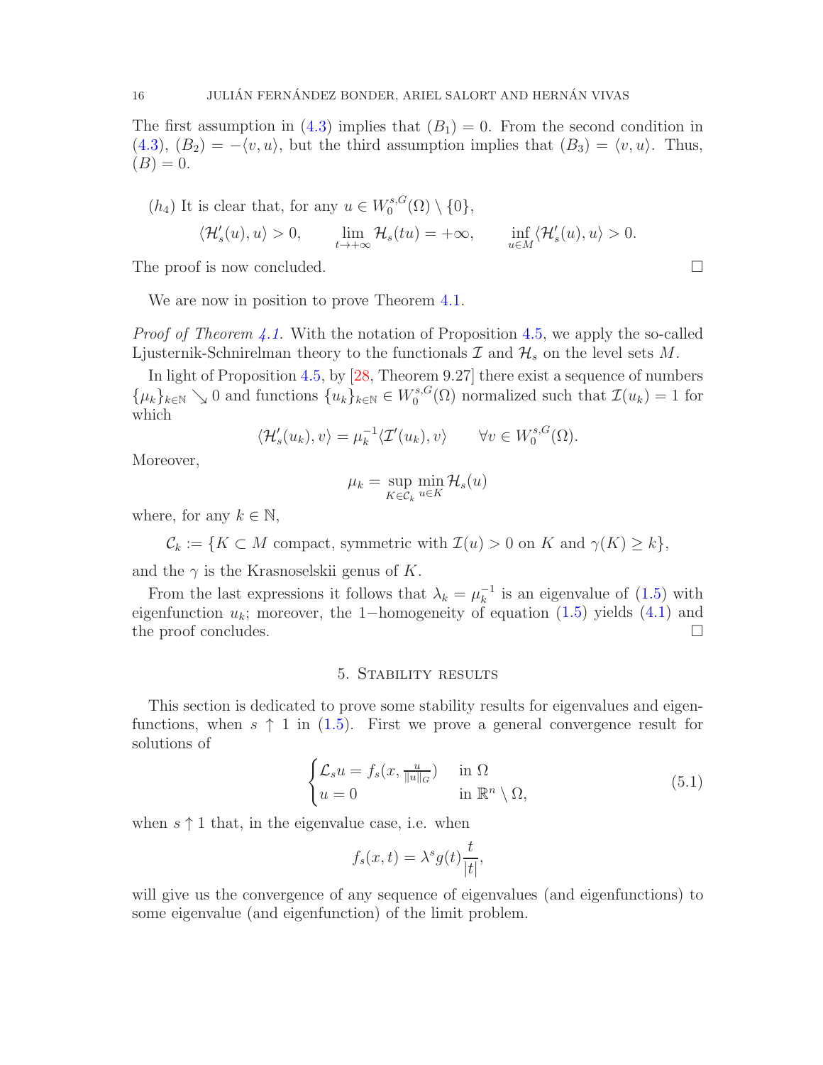The first assumption in (4.3) implies that $(B_1) = 0$. From the second condition in (4.3), $(B_2) = -\langle v, u\rangle$, but the third assumption implies that $(B_3) = \langle v, u\rangle$. Thus, $(B) = 0$.

$(h_4)$ It is clear that, for any $u \in W_0^{s,G}(\Omega) \setminus \{0\}$,

$$\langle \mathcal{H}_s'(u), u\rangle > 0, \qquad \lim_{t\to+\infty} \mathcal{H}_s(tu) = +\infty, \qquad \inf_{u\in M} \langle \mathcal{H}_s'(u), u\rangle > 0.$$

The proof is now concluded. □

We are now in position to prove Theorem 4.1.

*Proof of Theorem 4.1.* With the notation of Proposition 4.5, we apply the so-called Ljusternik-Schnirelman theory to the functionals $\mathcal{I}$ and $\mathcal{H}_s$ on the level sets $M$.

In light of Proposition 4.5, by [28, Theorem 9.27] there exist a sequence of numbers $\{\mu_k\}_{k\in\mathbb{N}} \searrow 0$ and functions $\{u_k\}_{k\in\mathbb{N}} \in W_0^{s,G}(\Omega)$ normalized such that $\mathcal{I}(u_k) = 1$ for which

$$\langle \mathcal{H}_s'(u_k), v\rangle = \mu_k^{-1} \langle \mathcal{I}'(u_k), v\rangle \qquad \forall v \in W_0^{s,G}(\Omega).$$

Moreover,

$$\mu_k = \sup_{K\in\mathcal{C}_k} \min_{u\in K} \mathcal{H}_s(u)$$

where, for any $k \in \mathbb{N}$,

$$\mathcal{C}_k := \{K \subset M \text{ compact, symmetric with } \mathcal{I}(u) > 0 \text{ on } K \text{ and } \gamma(K) \geq k\},$$

and the $\gamma$ is the Krasnoselskii genus of $K$.

From the last expressions it follows that $\lambda_k = \mu_k^{-1}$ is an eigenvalue of (1.5) with eigenfunction $u_k$; moreover, the $1-$homogeneity of equation (1.5) yields (4.1) and the proof concludes. □

## 5. Stability results

This section is dedicated to prove some stability results for eigenvalues and eigenfunctions, when $s \uparrow 1$ in (1.5). First we prove a general convergence result for solutions of

$$\begin{cases} \mathcal{L}_s u = f_s(x, \frac{u}{\|u\|_G}) & \text{in } \Omega \\ u = 0 & \text{in } \mathbb{R}^n \setminus \Omega, \end{cases} \tag{5.1}$$

when $s \uparrow 1$ that, in the eigenvalue case, i.e. when

$$f_s(x,t) = \lambda^s g(t)\frac{t}{|t|},$$

will give us the convergence of any sequence of eigenvalues (and eigenfunctions) to some eigenvalue (and eigenfunction) of the limit problem.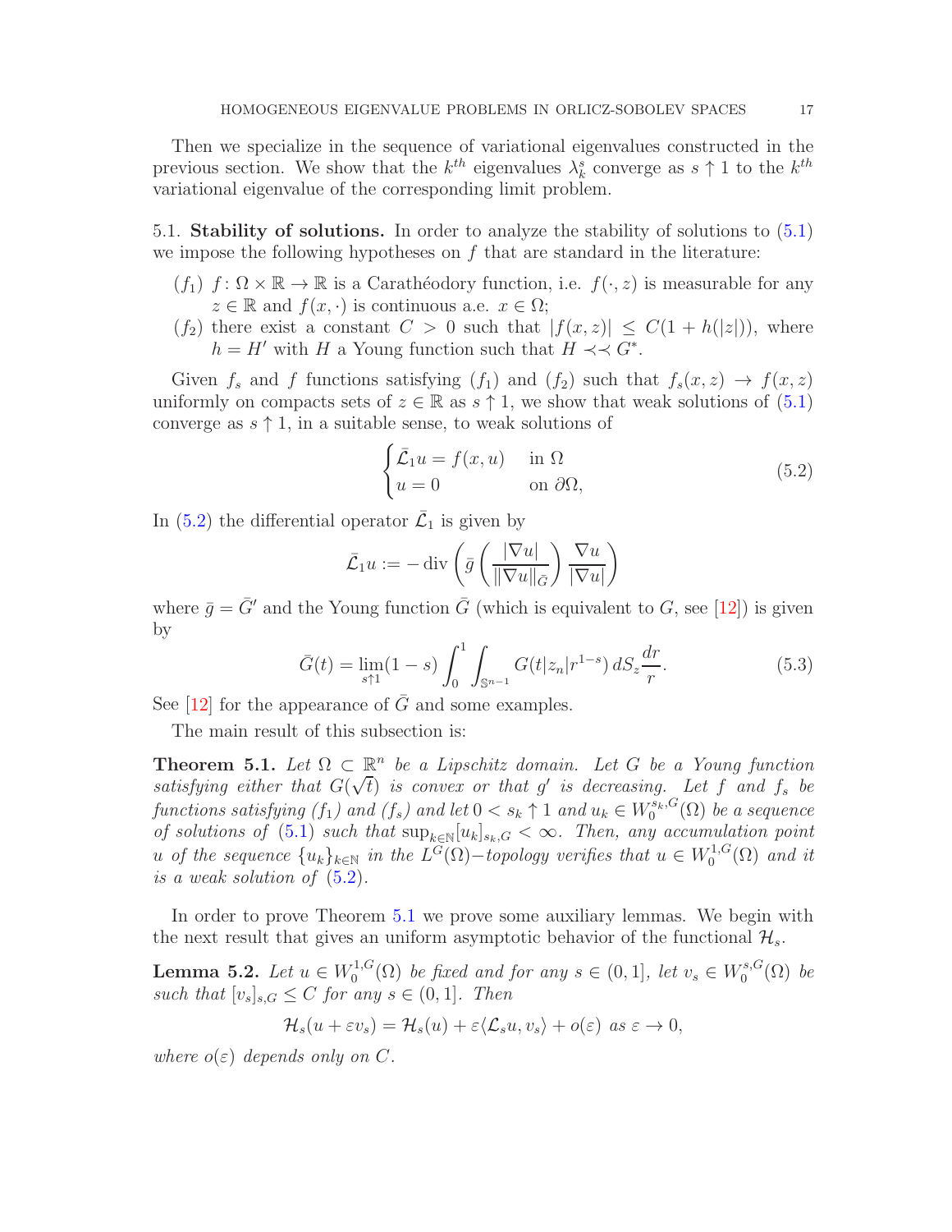Then we specialize in the sequence of variational eigenvalues constructed in the previous section. We show that the $k^{th}$ eigenvalues $\lambda_k^s$ converge as $s \uparrow 1$ to the $k^{th}$ variational eigenvalue of the corresponding limit problem.

5.1. **Stability of solutions.** In order to analyze the stability of solutions to (5.1) we impose the following hypotheses on $f$ that are standard in the literature:

- $(f_1)$ $f\colon \Omega \times \mathbb{R} \to \mathbb{R}$ is a Carathéodory function, i.e. $f(\cdot, z)$ is measurable for any $z \in \mathbb{R}$ and $f(x, \cdot)$ is continuous a.e. $x \in \Omega$;
- $(f_2)$ there exist a constant $C > 0$ such that $|f(x,z)| \le C(1 + h(|z|))$, where $h = H'$ with $H$ a Young function such that $H \prec\prec G^*$.

Given $f_s$ and $f$ functions satisfying $(f_1)$ and $(f_2)$ such that $f_s(x,z) \to f(x,z)$ uniformly on compacts sets of $z \in \mathbb{R}$ as $s \uparrow 1$, we show that weak solutions of (5.1) converge as $s \uparrow 1$, in a suitable sense, to weak solutions of

$$
\begin{cases} \bar{\mathcal{L}}_1 u = f(x,u) & \text{in } \Omega \\ u = 0 & \text{on } \partial\Omega, \end{cases} \tag{5.2}
$$

In (5.2) the differential operator $\bar{\mathcal{L}}_1$ is given by

$$
\bar{\mathcal{L}}_1 u := -\operatorname{div}\left( \bar{g}\left( \frac{|\nabla u|}{\|\nabla u\|_{\bar{G}}} \right) \frac{\nabla u}{|\nabla u|} \right)
$$

where $\bar{g} = \bar{G}'$ and the Young function $\bar{G}$ (which is equivalent to $G$, see [12]) is given by

$$
\bar{G}(t) = \lim_{s \uparrow 1} (1-s) \int_0^1 \int_{\mathbb{S}^{n-1}} G(t|z_n| r^{1-s})\, dS_z \frac{dr}{r}. \tag{5.3}
$$

See [12] for the appearance of $\bar{G}$ and some examples.

The main result of this subsection is:

**Theorem 5.1.** *Let $\Omega \subset \mathbb{R}^n$ be a Lipschitz domain. Let $G$ be a Young function satisfying either that $G(\sqrt{t})$ is convex or that $g'$ is decreasing. Let $f$ and $f_s$ be functions satisfying $(f_1)$ and $(f_s)$ and let $0 < s_k \uparrow 1$ and $u_k \in W_0^{s_k,G}(\Omega)$ be a sequence of solutions of (5.1) such that $\sup_{k\in\mathbb{N}} [u_k]_{s_k,G} < \infty$. Then, any accumulation point $u$ of the sequence $\{u_k\}_{k\in\mathbb{N}}$ in the $L^G(\Omega)-$topology verifies that $u \in W_0^{1,G}(\Omega)$ and it is a weak solution of (5.2).*

In order to prove Theorem 5.1 we prove some auxiliary lemmas. We begin with the next result that gives an uniform asymptotic behavior of the functional $\mathcal{H}_s$.

**Lemma 5.2.** *Let $u \in W_0^{1,G}(\Omega)$ be fixed and for any $s \in (0,1]$, let $v_s \in W_0^{s,G}(\Omega)$ be such that $[v_s]_{s,G} \le C$ for any $s \in (0,1]$. Then*

$$
\mathcal{H}_s(u + \varepsilon v_s) = \mathcal{H}_s(u) + \varepsilon \langle \mathcal{L}_s u, v_s \rangle + o(\varepsilon) \text{ as } \varepsilon \to 0,
$$

*where $o(\varepsilon)$ depends only on $C$.*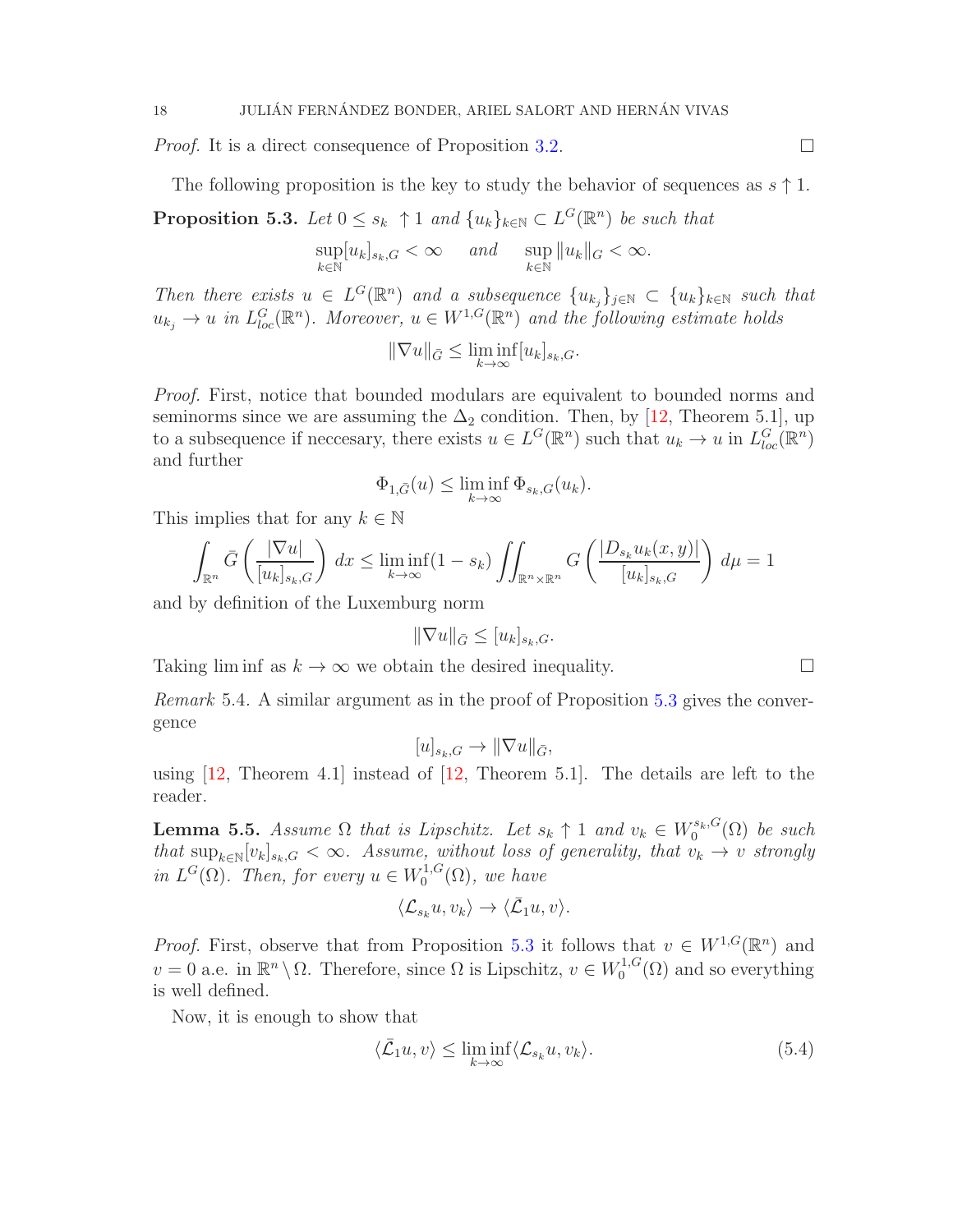*Proof.* It is a direct consequence of Proposition 3.2. ☐

The following proposition is the key to study the behavior of sequences as $s \uparrow 1$.

**Proposition 5.3.** *Let $0 \le s_k \uparrow 1$ and $\{u_k\}_{k\in\mathbb{N}} \subset L^G(\mathbb{R}^n)$ be such that*

$$\sup_{k\in\mathbb{N}} [u_k]_{s_k,G} < \infty \quad \text{ and } \quad \sup_{k\in\mathbb{N}} \|u_k\|_G < \infty.$$

*Then there exists $u \in L^G(\mathbb{R}^n)$ and a subsequence $\{u_{k_j}\}_{j\in\mathbb{N}} \subset \{u_k\}_{k\in\mathbb{N}}$ such that $u_{k_j} \to u$ in $L^G_{loc}(\mathbb{R}^n)$. Moreover, $u \in W^{1,G}(\mathbb{R}^n)$ and the following estimate holds*

$$\|\nabla u\|_{\bar G} \le \liminf_{k\to\infty} [u_k]_{s_k,G}.$$

*Proof.* First, notice that bounded modulars are equivalent to bounded norms and seminorms since we are assuming the $\Delta_2$ condition. Then, by [12, Theorem 5.1], up to a subsequence if neccesary, there exists $u \in L^G(\mathbb{R}^n)$ such that $u_k \to u$ in $L^G_{loc}(\mathbb{R}^n)$ and further

$$\Phi_{1,\bar G}(u) \le \liminf_{k\to\infty} \Phi_{s_k,G}(u_k).$$

This implies that for any $k \in \mathbb{N}$

$$\int_{\mathbb{R}^n} \bar G\left(\frac{|\nabla u|}{[u_k]_{s_k,G}}\right) dx \le \liminf_{k\to\infty} (1-s_k) \iint_{\mathbb{R}^n\times\mathbb{R}^n} G\left(\frac{|D_{s_k} u_k(x,y)|}{[u_k]_{s_k,G}}\right) d\mu = 1$$

and by definition of the Luxemburg norm

$$\|\nabla u\|_{\bar G} \le [u_k]_{s_k,G}.$$

Taking $\liminf$ as $k \to \infty$ we obtain the desired inequality. ☐

*Remark* 5.4. A similar argument as in the proof of Proposition 5.3 gives the convergence

$$[u]_{s_k,G} \to \|\nabla u\|_{\bar G},$$

using [12, Theorem 4.1] instead of [12, Theorem 5.1]. The details are left to the reader.

**Lemma 5.5.** *Assume $\Omega$ that is Lipschitz. Let $s_k \uparrow 1$ and $v_k \in W_0^{s_k,G}(\Omega)$ be such that $\sup_{k\in\mathbb{N}} [v_k]_{s_k,G} < \infty$. Assume, without loss of generality, that $v_k \to v$ strongly in $L^G(\Omega)$. Then, for every $u \in W_0^{1,G}(\Omega)$, we have*

$$\langle \mathcal{L}_{s_k} u, v_k\rangle \to \langle \bar{\mathcal{L}}_1 u, v\rangle.$$

*Proof.* First, observe that from Proposition 5.3 it follows that $v \in W^{1,G}(\mathbb{R}^n)$ and $v = 0$ a.e. in $\mathbb{R}^n \setminus \Omega$. Therefore, since $\Omega$ is Lipschitz, $v \in W_0^{1,G}(\Omega)$ and so everything is well defined.

Now, it is enough to show that

$$\langle \bar{\mathcal{L}}_1 u, v\rangle \le \liminf_{k\to\infty} \langle \mathcal{L}_{s_k} u, v_k\rangle. \tag{5.4}$$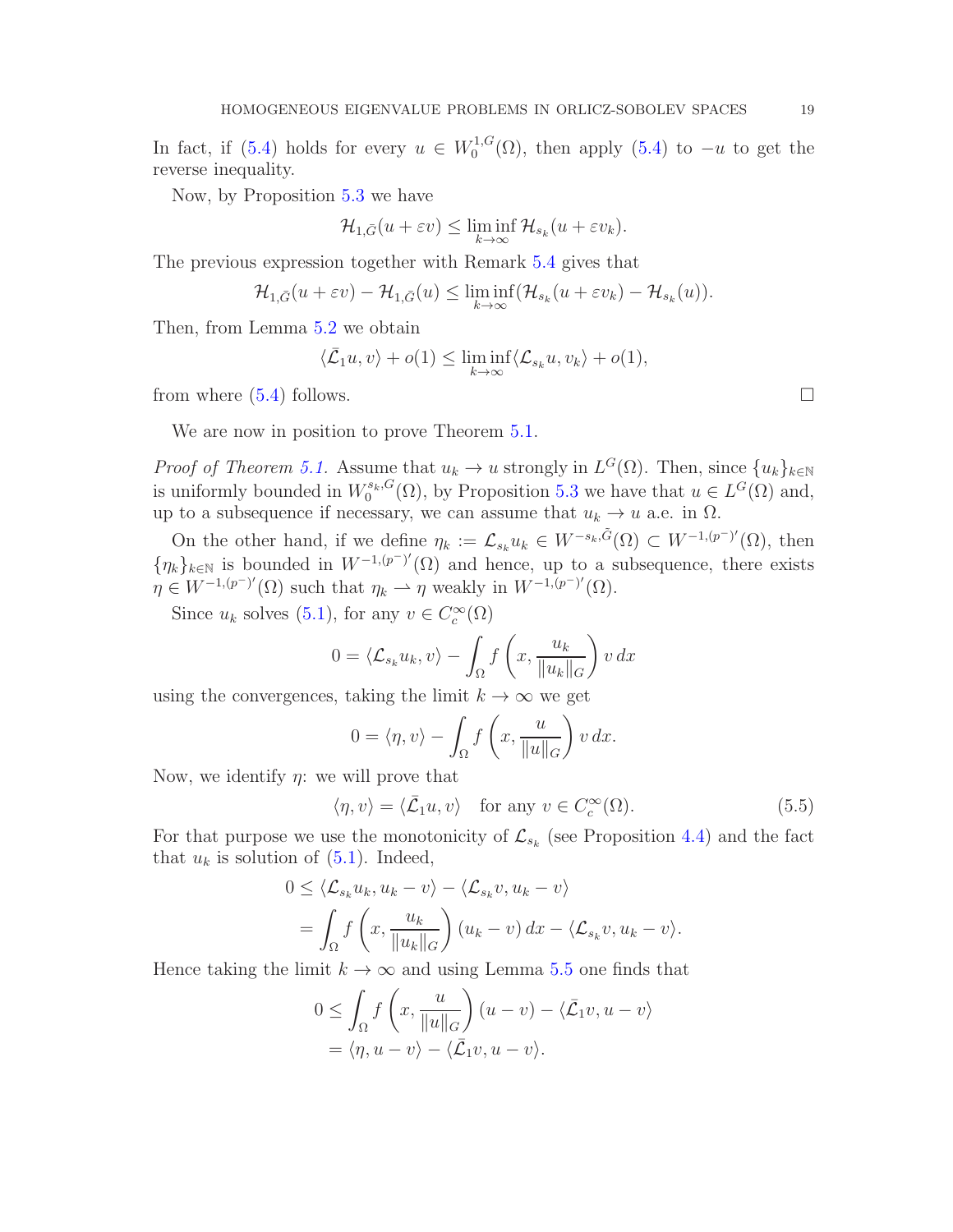In fact, if (5.4) holds for every $u \in W_0^{1,G}(\Omega)$, then apply (5.4) to $-u$ to get the reverse inequality.

Now, by Proposition 5.3 we have

$$\mathcal{H}_{1,\bar{G}}(u+\varepsilon v) \leq \liminf_{k\to\infty} \mathcal{H}_{s_k}(u+\varepsilon v_k).$$

The previous expression together with Remark 5.4 gives that

$$\mathcal{H}_{1,\bar{G}}(u+\varepsilon v) - \mathcal{H}_{1,\bar{G}}(u) \leq \liminf_{k\to\infty} (\mathcal{H}_{s_k}(u+\varepsilon v_k) - \mathcal{H}_{s_k}(u)).$$

Then, from Lemma 5.2 we obtain

$$\langle \bar{\mathcal{L}}_1 u, v\rangle + o(1) \leq \liminf_{k\to\infty} \langle \mathcal{L}_{s_k} u, v_k\rangle + o(1),$$

from where (5.4) follows. $\square$

We are now in position to prove Theorem 5.1.

*Proof of Theorem 5.1.* Assume that $u_k \to u$ strongly in $L^G(\Omega)$. Then, since $\{u_k\}_{k\in\mathbb{N}}$ is uniformly bounded in $W_0^{s_k,G}(\Omega)$, by Proposition 5.3 we have that $u \in L^G(\Omega)$ and, up to a subsequence if necessary, we can assume that $u_k \to u$ a.e. in $\Omega$.

On the other hand, if we define $\eta_k := \mathcal{L}_{s_k} u_k \in W^{-s_k,\bar{G}}(\Omega) \subset W^{-1,(p^-)'}(\Omega)$, then $\{\eta_k\}_{k\in\mathbb{N}}$ is bounded in $W^{-1,(p^-)'}(\Omega)$ and hence, up to a subsequence, there exists $\eta \in W^{-1,(p^-)'}(\Omega)$ such that $\eta_k \rightharpoonup \eta$ weakly in $W^{-1,(p^-)'}(\Omega)$.

Since $u_k$ solves (5.1), for any $v \in C_c^\infty(\Omega)$

$$0 = \langle \mathcal{L}_{s_k} u_k, v\rangle - \int_\Omega f\left(x, \frac{u_k}{\|u_k\|_G}\right) v\, dx$$

using the convergences, taking the limit $k\to\infty$ we get

$$0 = \langle \eta, v\rangle - \int_\Omega f\left(x, \frac{u}{\|u\|_G}\right) v\, dx.$$

Now, we identify $\eta$: we will prove that

$$\langle \eta, v\rangle = \langle \bar{\mathcal{L}}_1 u, v\rangle \quad \text{for any } v \in C_c^\infty(\Omega). \tag{5.5}$$

For that purpose we use the monotonicity of $\mathcal{L}_{s_k}$ (see Proposition 4.4) and the fact that $u_k$ is solution of (5.1). Indeed,

$$\begin{aligned}
0 &\leq \langle \mathcal{L}_{s_k} u_k, u_k - v\rangle - \langle \mathcal{L}_{s_k} v, u_k - v\rangle \\
&= \int_\Omega f\left(x, \frac{u_k}{\|u_k\|_G}\right)(u_k - v)\, dx - \langle \mathcal{L}_{s_k} v, u_k - v\rangle.
\end{aligned}$$

Hence taking the limit $k\to\infty$ and using Lemma 5.5 one finds that

$$\begin{aligned}
0 &\leq \int_\Omega f\left(x, \frac{u}{\|u\|_G}\right)(u - v) - \langle \bar{\mathcal{L}}_1 v, u - v\rangle \\
&= \langle \eta, u - v\rangle - \langle \bar{\mathcal{L}}_1 v, u - v\rangle.
\end{aligned}$$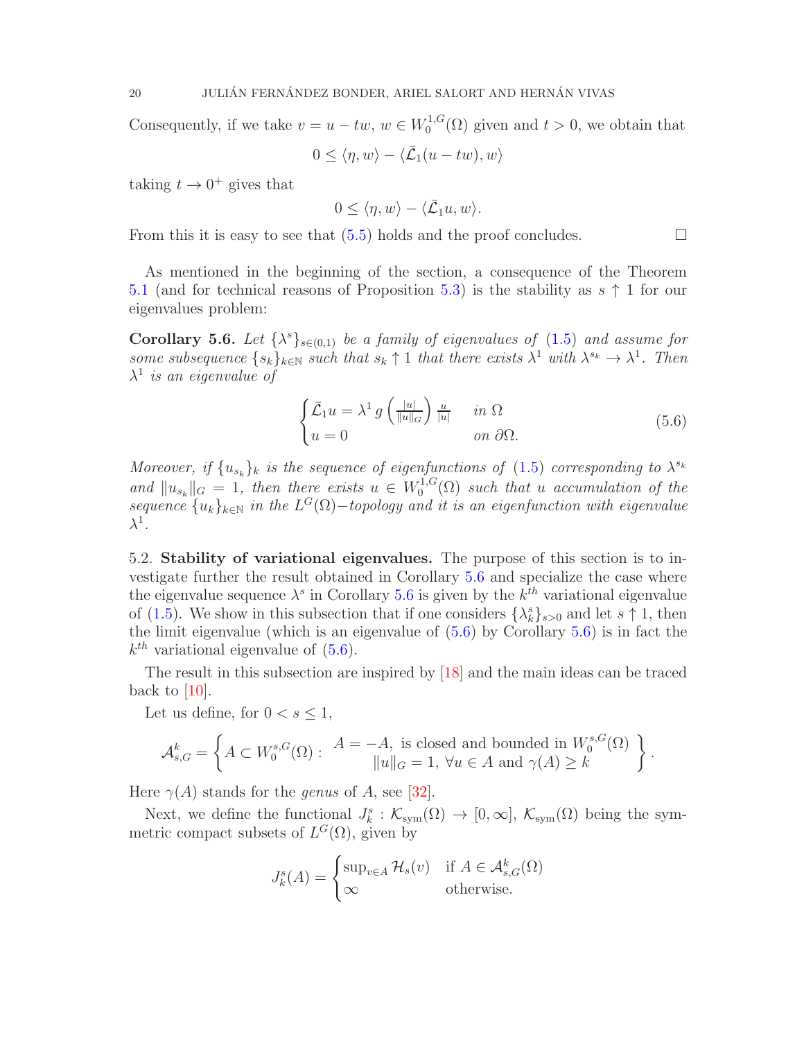Consequently, if we take $v = u - tw$, $w \in W^{1,G}_0(\Omega)$ given and $t > 0$, we obtain that

$$0 \leq \langle \eta, w\rangle - \langle \bar{\mathcal{L}}_1(u - tw), w\rangle$$

taking $t \to 0^+$ gives that

$$0 \leq \langle \eta, w\rangle - \langle \bar{\mathcal{L}}_1 u, w\rangle.$$

From this it is easy to see that (5.5) holds and the proof concludes. $\square$

As mentioned in the beginning of the section, a consequence of the Theorem 5.1 (and for technical reasons of Proposition 5.3) is the stability as $s \uparrow 1$ for our eigenvalues problem:

**Corollary 5.6.** *Let $\{\lambda^s\}_{s\in(0,1)}$ be a family of eigenvalues of (1.5) and assume for some subsequence $\{s_k\}_{k\in\mathbb{N}}$ such that $s_k \uparrow 1$ that there exists $\lambda^1$ with $\lambda^{s_k} \to \lambda^1$. Then $\lambda^1$ is an eigenvalue of*

$$\begin{cases} \bar{\mathcal{L}}_1 u = \lambda^1\, g\left(\frac{|u|}{\|u\|_G}\right)\frac{u}{|u|} & \text{in } \Omega \\ u = 0 & \text{on } \partial\Omega. \end{cases} \tag{5.6}$$

*Moreover, if $\{u_{s_k}\}_k$ is the sequence of eigenfunctions of (1.5) corresponding to $\lambda^{s_k}$ and $\|u_{s_k}\|_G = 1$, then there exists $u \in W^{1,G}_0(\Omega)$ such that $u$ accumulation of the sequence $\{u_k\}_{k\in\mathbb{N}}$ in the $L^G(\Omega)-$topology and it is an eigenfunction with eigenvalue $\lambda^1$.*

5.2. **Stability of variational eigenvalues.** The purpose of this section is to investigate further the result obtained in Corollary 5.6 and specialize the case where the eigenvalue sequence $\lambda^s$ in Corollary 5.6 is given by the $k^{th}$ variational eigenvalue of (1.5). We show in this subsection that if one considers $\{\lambda^s_k\}_{s>0}$ and let $s \uparrow 1$, then the limit eigenvalue (which is an eigenvalue of (5.6) by Corollary 5.6) is in fact the $k^{th}$ variational eigenvalue of (5.6).

The result in this subsection are inspired by [18] and the main ideas can be traced back to [10].

Let us define, for $0 < s \leq 1$,

$$\mathcal{A}^k_{s,G} = \left\{ A \subset W^{s,G}_0(\Omega) : \begin{array}{c} A = -A, \text{ is closed and bounded in } W^{s,G}_0(\Omega) \\ \|u\|_G = 1,\ \forall u \in A \text{ and } \gamma(A) \geq k \end{array} \right\}.$$

Here $\gamma(A)$ stands for the *genus* of $A$, see [32].

Next, we define the functional $J^s_k : \mathcal{K}_{\text{sym}}(\Omega) \to [0, \infty]$, $\mathcal{K}_{\text{sym}}(\Omega)$ being the symmetric compact subsets of $L^G(\Omega)$, given by

$$J^s_k(A) = \begin{cases} \sup_{v\in A} \mathcal{H}_s(v) & \text{if } A \in \mathcal{A}^k_{s,G}(\Omega) \\ \infty & \text{otherwise.} \end{cases}$$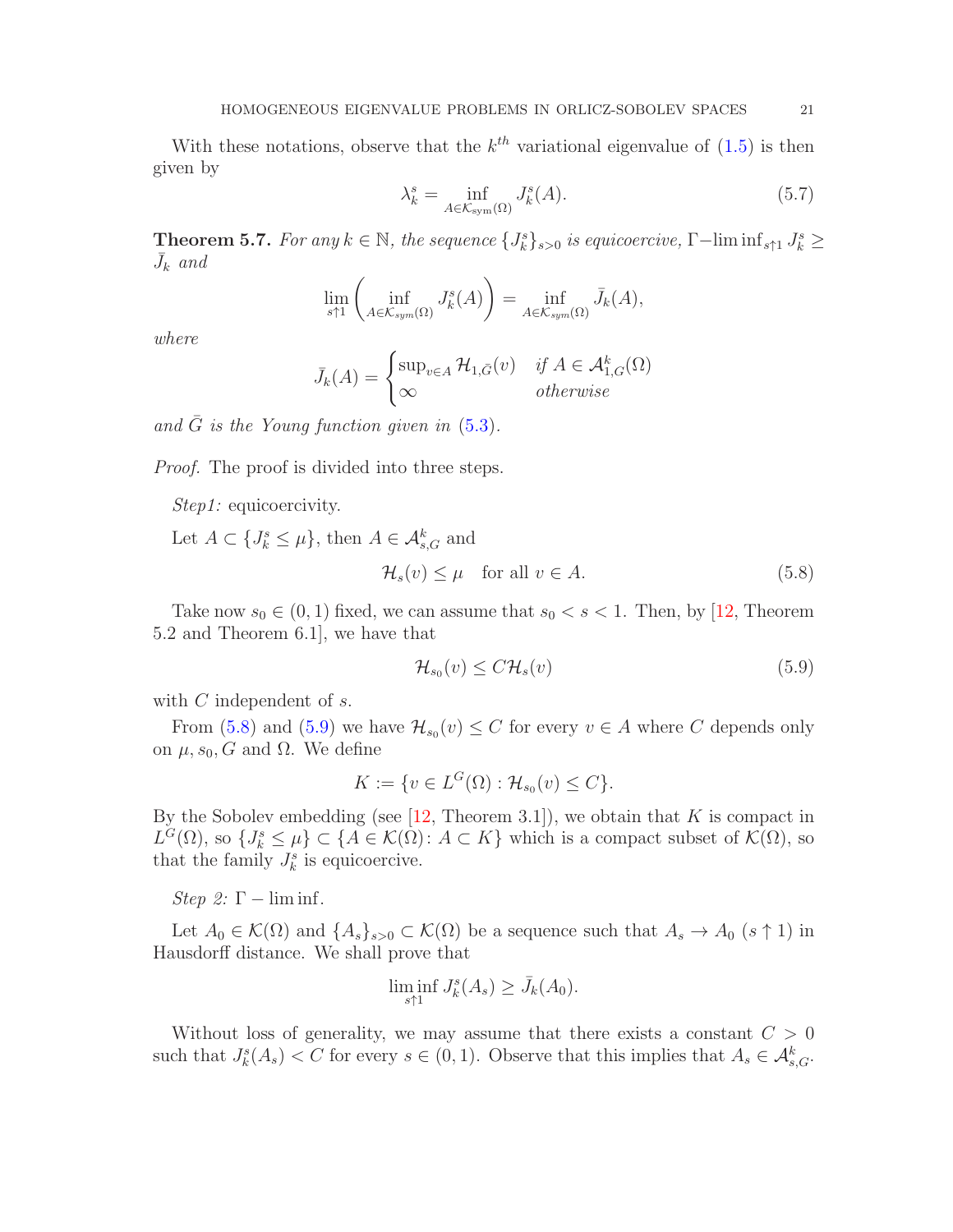With these notations, observe that the $k^{th}$ variational eigenvalue of (1.5) is then given by

$$\lambda_k^s = \inf_{A \in \mathcal{K}_{\rm sym}(\Omega)} J_k^s(A). \tag{5.7}$$

**Theorem 5.7.** *For any $k \in \mathbb{N}$, the sequence $\{J_k^s\}_{s>0}$ is equicoercive, $\Gamma - \liminf_{s\uparrow 1} J_k^s \geq \bar{J}_k$ and*

$$\lim_{s\uparrow 1} \left( \inf_{A \in \mathcal{K}_{sym}(\Omega)} J_k^s(A) \right) = \inf_{A \in \mathcal{K}_{sym}(\Omega)} \bar{J}_k(A),$$

*where*

$$\bar{J}_k(A) = \begin{cases} \sup_{v \in A} \mathcal{H}_{1,\bar{G}}(v) & \text{if } A \in \mathcal{A}^k_{1,G}(\Omega) \\ \infty & \text{otherwise} \end{cases}$$

*and $\bar{G}$ is the Young function given in (5.3).*

*Proof.* The proof is divided into three steps.

*Step1:* equicoercivity.

Let $A \subset \{J_k^s \leq \mu\}$, then $A \in \mathcal{A}^k_{s,G}$ and

$$\mathcal{H}_s(v) \leq \mu \quad \text{for all } v \in A. \tag{5.8}$$

Take now $s_0 \in (0,1)$ fixed, we can assume that $s_0 < s < 1$. Then, by [12, Theorem 5.2 and Theorem 6.1], we have that

$$\mathcal{H}_{s_0}(v) \leq C \mathcal{H}_s(v) \tag{5.9}$$

with $C$ independent of $s$.

From (5.8) and (5.9) we have $\mathcal{H}_{s_0}(v) \leq C$ for every $v \in A$ where $C$ depends only on $\mu, s_0, G$ and $\Omega$. We define

$$K := \{v \in L^G(\Omega) : \mathcal{H}_{s_0}(v) \leq C\}.$$

By the Sobolev embedding (see [12, Theorem 3.1]), we obtain that $K$ is compact in $L^G(\Omega)$, so $\{J_k^s \leq \mu\} \subset \{A \in \mathcal{K}(\Omega) \colon A \subset K\}$ which is a compact subset of $\mathcal{K}(\Omega)$, so that the family $J_k^s$ is equicoercive.

*Step 2:* $\Gamma - \liminf$.

Let $A_0 \in \mathcal{K}(\Omega)$ and $\{A_s\}_{s>0} \subset \mathcal{K}(\Omega)$ be a sequence such that $A_s \to A_0$ $(s \uparrow 1)$ in Hausdorff distance. We shall prove that

$$\liminf_{s\uparrow 1} J_k^s(A_s) \geq \bar{J}_k(A_0).$$

Without loss of generality, we may assume that there exists a constant $C > 0$ such that $J_k^s(A_s) < C$ for every $s \in (0,1)$. Observe that this implies that $A_s \in \mathcal{A}^k_{s,G}$.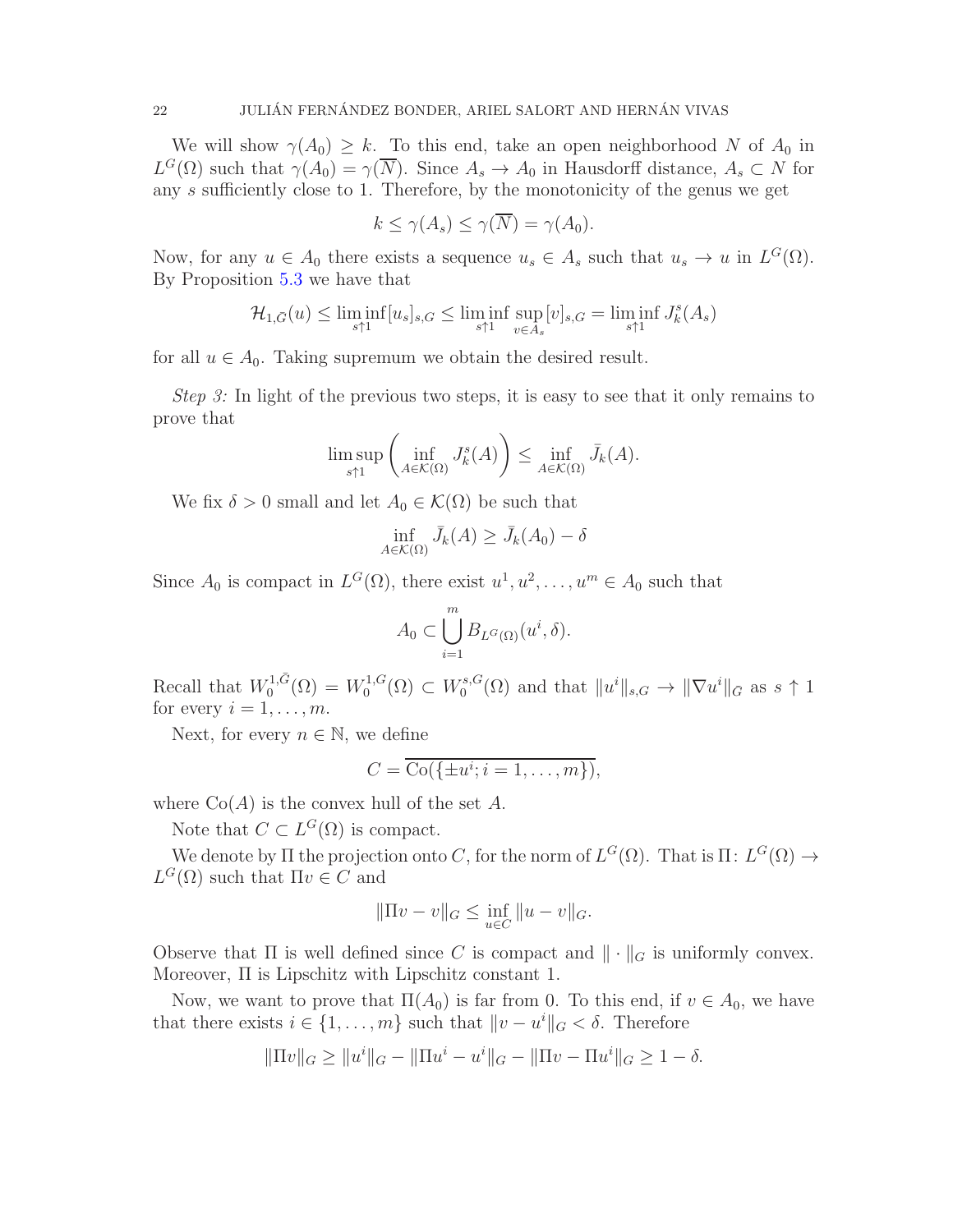We will show $\gamma(A_0) \geq k$. To this end, take an open neighborhood $N$ of $A_0$ in $L^G(\Omega)$ such that $\gamma(A_0) = \gamma(\overline{N})$. Since $A_s \to A_0$ in Hausdorff distance, $A_s \subset N$ for any $s$ sufficiently close to 1. Therefore, by the monotonicity of the genus we get

$$k \leq \gamma(A_s) \leq \gamma(\overline{N}) = \gamma(A_0).$$

Now, for any $u \in A_0$ there exists a sequence $u_s \in A_s$ such that $u_s \to u$ in $L^G(\Omega)$. By Proposition 5.3 we have that

$$\mathcal{H}_{1,\bar{G}}(u) \leq \liminf_{s\uparrow 1} [u_s]_{s,G} \leq \liminf_{s\uparrow 1} \sup_{v\in A_s} [v]_{s,G} = \liminf_{s\uparrow 1} J_k^s(A_s)$$

for all $u \in A_0$. Taking supremum we obtain the desired result.

*Step 3:* In light of the previous two steps, it is easy to see that it only remains to prove that

$$\limsup_{s\uparrow 1} \left( \inf_{A\in\mathcal{K}(\Omega)} J_k^s(A) \right) \leq \inf_{A\in\mathcal{K}(\Omega)} \bar{J}_k(A).$$

We fix $\delta > 0$ small and let $A_0 \in \mathcal{K}(\Omega)$ be such that

$$\inf_{A\in\mathcal{K}(\Omega)} \bar{J}_k(A) \geq \bar{J}_k(A_0) - \delta$$

Since $A_0$ is compact in $L^G(\Omega)$, there exist $u^1, u^2, \dots, u^m \in A_0$ such that

$$A_0 \subset \bigcup_{i=1}^m B_{L^G(\Omega)}(u^i, \delta).$$

Recall that $W_0^{1,\bar{G}}(\Omega) = W_0^{1,G}(\Omega) \subset W_0^{s,G}(\Omega)$ and that $\|u^i\|_{s,G} \to \|\nabla u^i\|_{\bar{G}}$ as $s \uparrow 1$ for every $i = 1, \dots, m$.

Next, for every $n \in \mathbb{N}$, we define

$$C = \overline{\operatorname{Co}(\{\pm u^i; i = 1, \dots, m\})},$$

where $\operatorname{Co}(A)$ is the convex hull of the set $A$.

Note that $C \subset L^G(\Omega)$ is compact.

We denote by $\Pi$ the projection onto $C$, for the norm of $L^G(\Omega)$. That is $\Pi\colon L^G(\Omega) \to L^G(\Omega)$ such that $\Pi v \in C$ and

$$\|\Pi v - v\|_G \leq \inf_{u\in C} \|u - v\|_G.$$

Observe that $\Pi$ is well defined since $C$ is compact and $\|\cdot\|_G$ is uniformly convex. Moreover, $\Pi$ is Lipschitz with Lipschitz constant 1.

Now, we want to prove that $\Pi(A_0)$ is far from 0. To this end, if $v \in A_0$, we have that there exists $i \in \{1, \dots, m\}$ such that $\|v - u^i\|_G < \delta$. Therefore

$$\|\Pi v\|_G \geq \|u^i\|_G - \|\Pi u^i - u^i\|_G - \|\Pi v - \Pi u^i\|_G \geq 1 - \delta.$$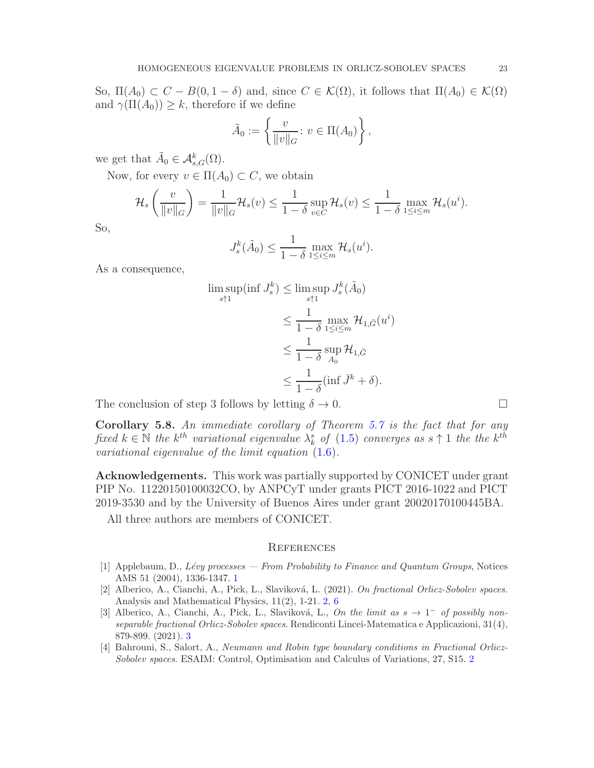So, $\Pi(A_0) \subset C - B(0, 1-\delta)$ and, since $C \in \mathcal{K}(\Omega)$, it follows that $\Pi(A_0) \in \mathcal{K}(\Omega)$ and $\gamma(\Pi(A_0)) \geq k$, therefore if we define

$$\tilde{A}_0 := \left\{ \frac{v}{\|v\|_G} \colon v \in \Pi(A_0) \right\},$$

we get that $\tilde{A}_0 \in \mathcal{A}^k_{s,G}(\Omega)$.

Now, for every $v \in \Pi(A_0) \subset C$, we obtain

$$\mathcal{H}_s\left(\frac{v}{\|v\|_G}\right) = \frac{1}{\|v\|_G}\mathcal{H}_s(v) \leq \frac{1}{1-\delta}\sup_{v\in C}\mathcal{H}_s(v) \leq \frac{1}{1-\delta}\max_{1\leq i\leq m}\mathcal{H}_s(u^i).$$

So,

$$J^k_s(\tilde{A}_0) \leq \frac{1}{1-\delta}\max_{1\leq i\leq m}\mathcal{H}_s(u^i).$$

As a consequence,

$$\begin{aligned}
\limsup_{s\uparrow 1}(\inf J^k_s) &\leq \limsup_{s\uparrow 1} J^k_s(\tilde{A}_0)\\
&\leq \frac{1}{1-\delta}\max_{1\leq i\leq m}\mathcal{H}_{1,\bar{G}}(u^i)\\
&\leq \frac{1}{1-\delta}\sup_{A_0}\mathcal{H}_{1,\bar{G}}\\
&\leq \frac{1}{1-\delta}(\inf \bar{J}^k + \delta).
\end{aligned}$$

The conclusion of step 3 follows by letting $\delta \to 0$. □

**Corollary 5.8.** *An immediate corollary of Theorem 5.7 is the fact that for any fixed $k \in \mathbb{N}$ the $k^{th}$ variational eigenvalue $\lambda^s_k$ of (1.5) converges as $s \uparrow 1$ the the $k^{th}$ variational eigenvalue of the limit equation (1.6).*

**Acknowledgements.** This work was partially supported by CONICET under grant PIP No. 11220150100032CO, by ANPCyT under grants PICT 2016-1022 and PICT 2019-3530 and by the University of Buenos Aires under grant 20020170100445BA.

All three authors are members of CONICET.

## References

[1] Applebaum, D., *Lévy processes — From Probability to Finance and Quantum Groups*, Notices AMS 51 (2004), 1336-1347. 1

[2] Alberico, A., Cianchi, A., Pick, L., Slaviková, L. (2021). *On fractional Orlicz-Sobolev spaces*. Analysis and Mathematical Physics, 11(2), 1-21. 2, 6

[3] Alberico, A., Cianchi, A., Pick, L., Slaviková, L., *On the limit as $s \to 1^-$ of possibly non-separable fractional Orlicz-Sobolev spaces*. Rendiconti Lincei-Matematica e Applicazioni, 31(4), 879-899. (2021). 3

[4] Bahrouni, S., Salort, A., *Neumann and Robin type boundary conditions in Fractional Orlicz-Sobolev spaces*. ESAIM: Control, Optimisation and Calculus of Variations, 27, S15. 2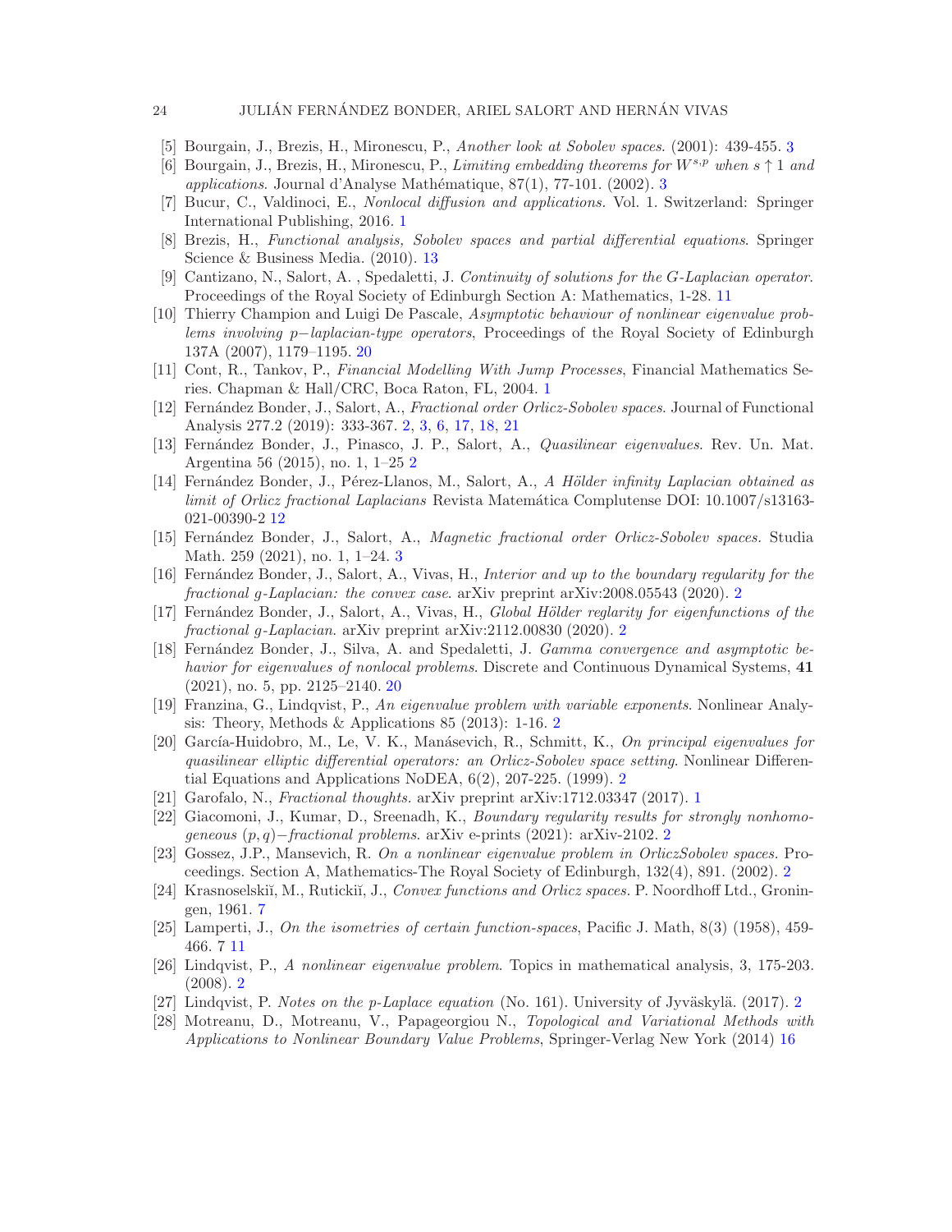[5] Bourgain, J., Brezis, H., Mironescu, P., *Another look at Sobolev spaces*. (2001): 439-455. 3

[6] Bourgain, J., Brezis, H., Mironescu, P., *Limiting embedding theorems for $W^{s,p}$ when $s \uparrow 1$ and applications*. Journal d'Analyse Mathématique, 87(1), 77-101. (2002). 3

[7] Bucur, C., Valdinoci, E., *Nonlocal diffusion and applications.* Vol. 1. Switzerland: Springer International Publishing, 2016. 1

[8] Brezis, H., *Functional analysis, Sobolev spaces and partial differential equations*. Springer Science & Business Media. (2010). 13

[9] Cantizano, N., Salort, A. , Spedaletti, J. *Continuity of solutions for the G-Laplacian operator*. Proceedings of the Royal Society of Edinburgh Section A: Mathematics, 1-28. 11

[10] Thierry Champion and Luigi De Pascale, *Asymptotic behaviour of nonlinear eigenvalue problems involving $p-$laplacian-type operators*, Proceedings of the Royal Society of Edinburgh 137A (2007), 1179–1195. 20

[11] Cont, R., Tankov, P., *Financial Modelling With Jump Processes*, Financial Mathematics Series. Chapman & Hall/CRC, Boca Raton, FL, 2004. 1

[12] Fernández Bonder, J., Salort, A., *Fractional order Orlicz-Sobolev spaces*. Journal of Functional Analysis 277.2 (2019): 333-367. 2, 3, 6, 17, 18, 21

[13] Fernández Bonder, J., Pinasco, J. P., Salort, A., *Quasilinear eigenvalues*. Rev. Un. Mat. Argentina 56 (2015), no. 1, 1–25 2

[14] Fernández Bonder, J., Pérez-Llanos, M., Salort, A., *A Hölder infinity Laplacian obtained as limit of Orlicz fractional Laplacians* Revista Matemática Complutense DOI: 10.1007/s13163-021-00390-2 12

[15] Fernández Bonder, J., Salort, A., *Magnetic fractional order Orlicz-Sobolev spaces*. Studia Math. 259 (2021), no. 1, 1–24. 3

[16] Fernández Bonder, J., Salort, A., Vivas, H., *Interior and up to the boundary regularity for the fractional g-Laplacian: the convex case*. arXiv preprint arXiv:2008.05543 (2020). 2

[17] Fernández Bonder, J., Salort, A., Vivas, H., *Global Hölder reglarity for eigenfunctions of the fractional g-Laplacian.* arXiv preprint arXiv:2112.00830 (2020). 2

[18] Fernández Bonder, J., Silva, A. and Spedaletti, J. *Gamma convergence and asymptotic behavior for eigenvalues of nonlocal problems*. Discrete and Continuous Dynamical Systems, **41** (2021), no. 5, pp. 2125–2140. 20

[19] Franzina, G., Lindqvist, P., *An eigenvalue problem with variable exponents*. Nonlinear Analysis: Theory, Methods & Applications 85 (2013): 1-16. 2

[20] García-Huidobro, M., Le, V. K., Manásevich, R., Schmitt, K., *On principal eigenvalues for quasilinear elliptic differential operators: an Orlicz-Sobolev space setting*. Nonlinear Differential Equations and Applications NoDEA, 6(2), 207-225. (1999). 2

[21] Garofalo, N., *Fractional thoughts.* arXiv preprint arXiv:1712.03347 (2017). 1

[22] Giacomoni, J., Kumar, D., Sreenadh, K., *Boundary regularity results for strongly nonhomogeneous $(p, q)-$fractional problems.* arXiv e-prints (2021): arXiv-2102. 2

[23] Gossez, J.P., Mansevich, R. *On a nonlinear eigenvalue problem in OrliczSobolev spaces.* Proceedings. Section A, Mathematics-The Royal Society of Edinburgh, 132(4), 891. (2002). 2

[24] Krasnoselskiĭ, M., Rutickiĭ, J., *Convex functions and Orlicz spaces.* P. Noordhoff Ltd., Groningen, 1961. 7

[25] Lamperti, J., *On the isometries of certain function-spaces*, Pacific J. Math, 8(3) (1958), 459-466. 7 11

[26] Lindqvist, P., *A nonlinear eigenvalue problem*. Topics in mathematical analysis, 3, 175-203. (2008). 2

[27] Lindqvist, P. *Notes on the p-Laplace equation* (No. 161). University of Jyväskylä. (2017). 2

[28] Motreanu, D., Motreanu, V., Papageorgiou N., *Topological and Variational Methods with Applications to Nonlinear Boundary Value Problems*, Springer-Verlag New York (2014) 16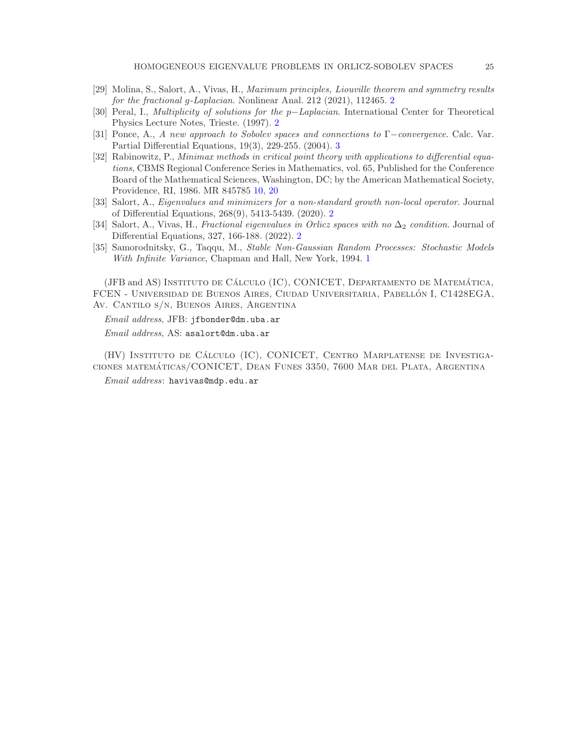[29] Molina, S., Salort, A., Vivas, H., *Maximum principles, Liouville theorem and symmetry results for the fractional g-Laplacian*. Nonlinear Anal. 212 (2021), 112465. 2

[30] Peral, I., *Multiplicity of solutions for the p−Laplacian*. International Center for Theoretical Physics Lecture Notes, Trieste. (1997). 2

[31] Ponce, A., *A new approach to Sobolev spaces and connections to* $\Gamma-$*convergence*. Calc. Var. Partial Differential Equations, 19(3), 229-255. (2004). 3

[32] Rabinowitz, P., *Minimax methods in critical point theory with applications to differential equations*, CBMS Regional Conference Series in Mathematics, vol. 65, Published for the Conference Board of the Mathematical Sciences, Washington, DC; by the American Mathematical Society, Providence, RI, 1986. MR 845785 10, 20

[33] Salort, A., *Eigenvalues and minimizers for a non-standard growth non-local operator*. Journal of Differential Equations, 268(9), 5413-5439. (2020). 2

[34] Salort, A., Vivas, H., *Fractional eigenvalues in Orlicz spaces with no* $\Delta_2$ *condition*. Journal of Differential Equations, 327, 166-188. (2022). 2

[35] Samorodnitsky, G., Taqqu, M., *Stable Non-Gaussian Random Processes: Stochastic Models With Infinite Variance*, Chapman and Hall, New York, 1994. 1

(JFB and AS) Instituto de Cálculo (IC), CONICET, Departamento de Matemática, FCEN - Universidad de Buenos Aires, Ciudad Universitaria, Pabellón I, C1428EGA, Av. Cantilo s/n, Buenos Aires, Argentina

*Email address*, JFB: jfbonder@dm.uba.ar

*Email address*, AS: asalort@dm.uba.ar

(HV) Instituto de Cálculo (IC), CONICET, Centro Marplatense de Investigaciones matemáticas/CONICET, Dean Funes 3350, 7600 Mar del Plata, Argentina

*Email address*: havivas@mdp.edu.ar